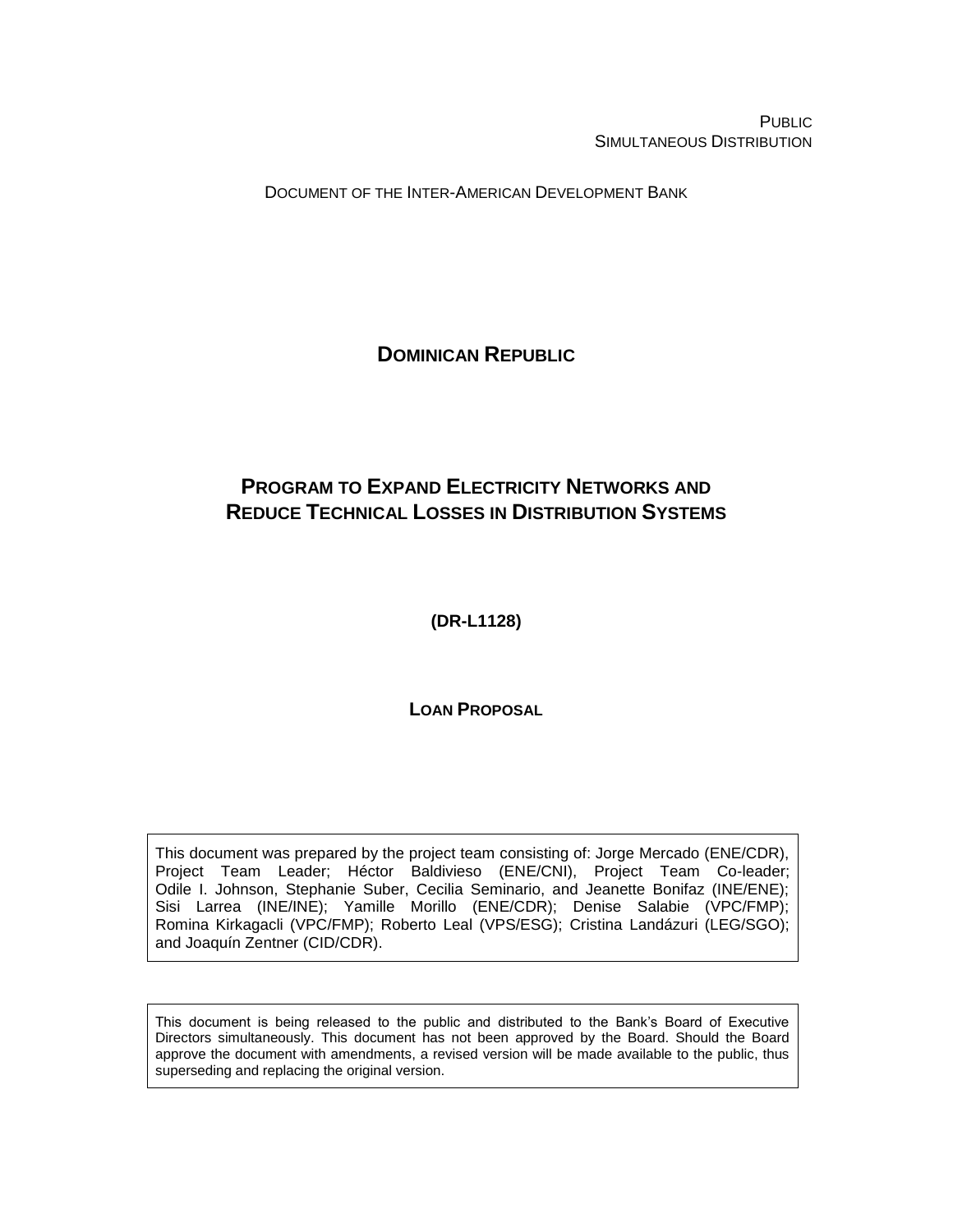PUBLIC
SIMULTANEOUS DISTRIBUTION

DOCUMENT OF THE INTER-AMERICAN DEVELOPMENT BANK

# DOMINICAN REPUBLIC

# PROGRAM TO EXPAND ELECTRICITY NETWORKS AND REDUCE TECHNICAL LOSSES IN DISTRIBUTION SYSTEMS

**(DR-L1128)**

**LOAN PROPOSAL**

This document was prepared by the project team consisting of: Jorge Mercado (ENE/CDR), Project Team Leader; Héctor Baldivieso (ENE/CNI), Project Team Co-leader; Odile I. Johnson, Stephanie Suber, Cecilia Seminario, and Jeanette Bonifaz (INE/ENE); Sisi Larrea (INE/INE); Yamille Morillo (ENE/CDR); Denise Salabie (VPC/FMP); Romina Kirkagacli (VPC/FMP); Roberto Leal (VPS/ESG); Cristina Landázuri (LEG/SGO); and Joaquín Zentner (CID/CDR).

This document is being released to the public and distributed to the Bank's Board of Executive Directors simultaneously. This document has not been approved by the Board. Should the Board approve the document with amendments, a revised version will be made available to the public, thus superseding and replacing the original version.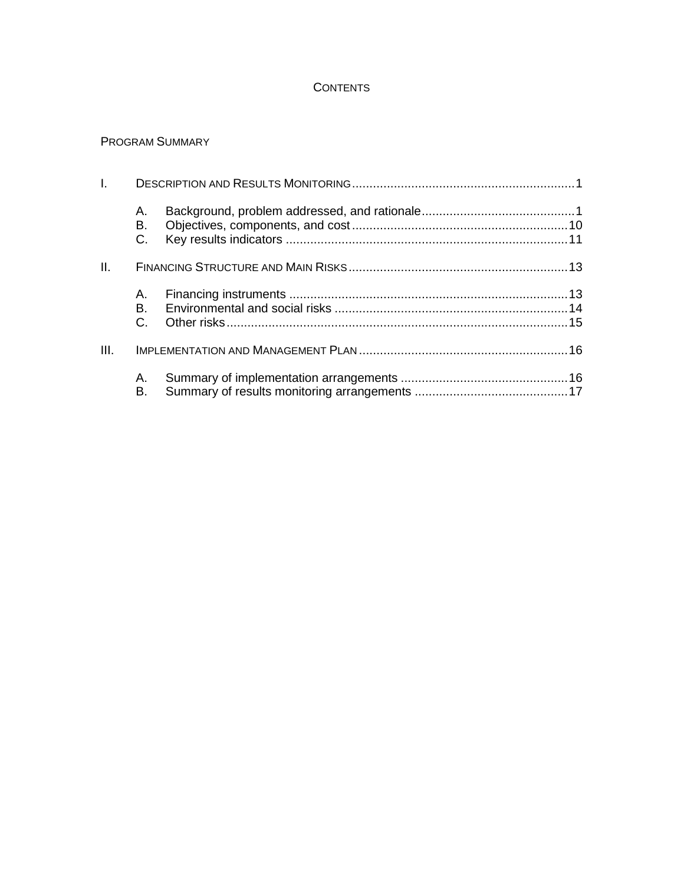# CONTENTS

PROGRAM SUMMARY

I. DESCRIPTION AND RESULTS MONITORING ... 1

- A. Background, problem addressed, and rationale ... 1
- B. Objectives, components, and cost ... 10
- C. Key results indicators ... 11

II. FINANCING STRUCTURE AND MAIN RISKS ... 13

- A. Financing instruments ... 13
- B. Environmental and social risks ... 14
- C. Other risks ... 15

III. IMPLEMENTATION AND MANAGEMENT PLAN ... 16

- A. Summary of implementation arrangements ... 16
- B. Summary of results monitoring arrangements ... 17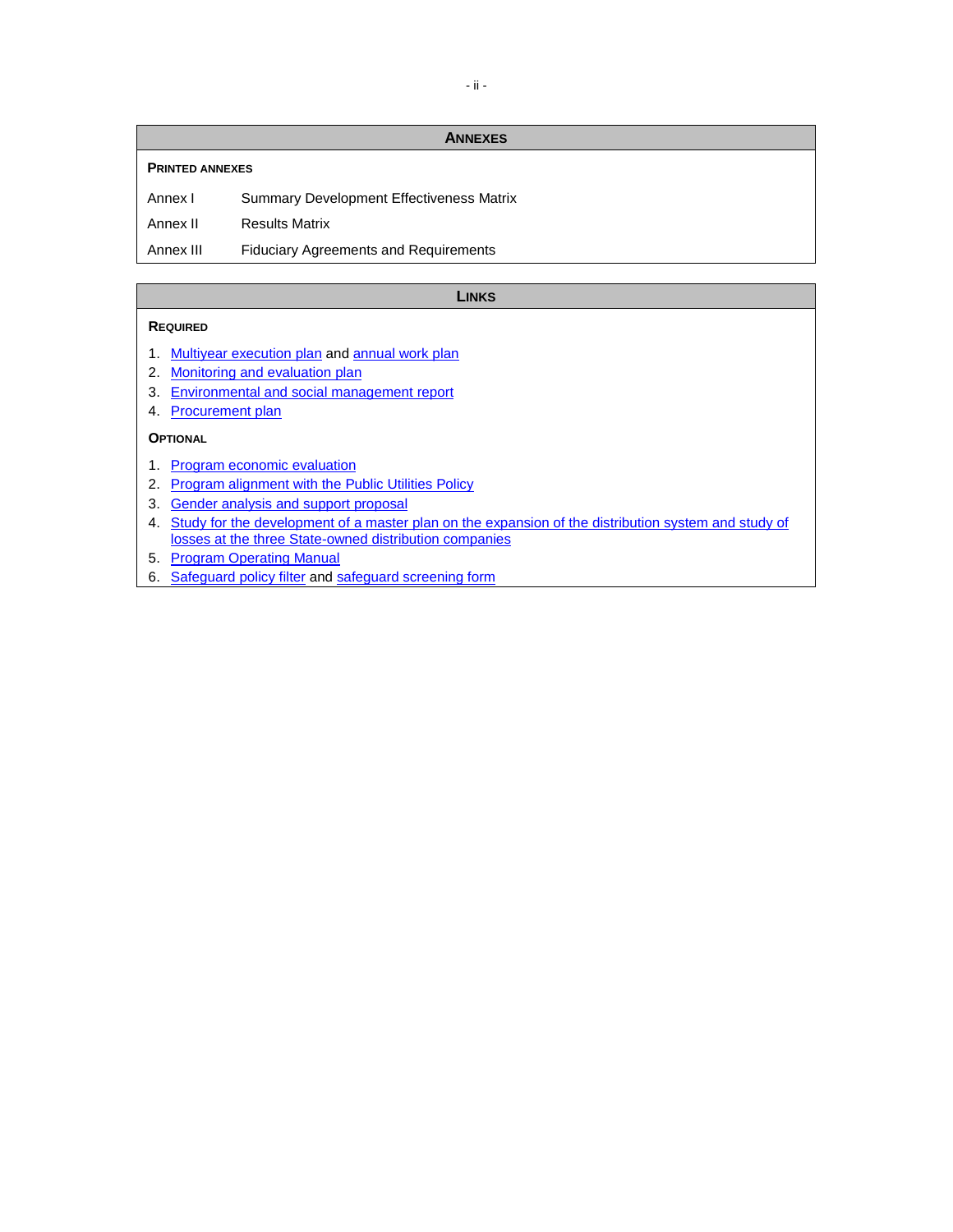## ANNEXES

**PRINTED ANNEXES**

| | |
|---|---|
| Annex I | Summary Development Effectiveness Matrix |
| Annex II | Results Matrix |
| Annex III | Fiduciary Agreements and Requirements |

## LINKS

**REQUIRED**

1. Multiyear execution plan and annual work plan
2. Monitoring and evaluation plan
3. Environmental and social management report
4. Procurement plan

**OPTIONAL**

1. Program economic evaluation
2. Program alignment with the Public Utilities Policy
3. Gender analysis and support proposal
4. Study for the development of a master plan on the expansion of the distribution system and study of losses at the three State-owned distribution companies
5. Program Operating Manual
6. Safeguard policy filter and safeguard screening form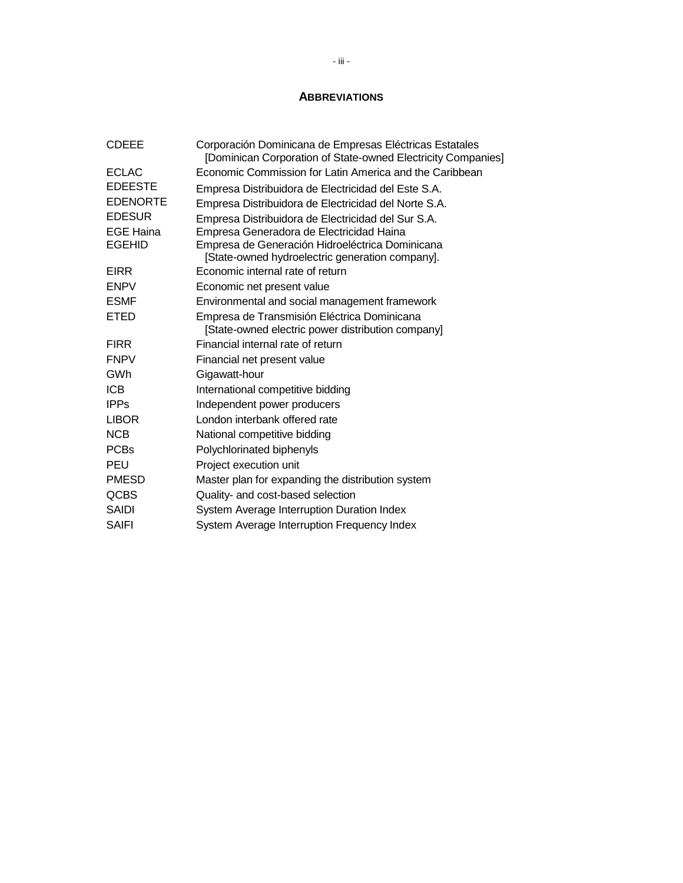## ABBREVIATIONS

| | |
|---|---|
| CDEEE | Corporación Dominicana de Empresas Eléctricas Estatales [Dominican Corporation of State-owned Electricity Companies] |
| ECLAC | Economic Commission for Latin America and the Caribbean |
| EDEESTE | Empresa Distribuidora de Electricidad del Este S.A. |
| EDENORTE | Empresa Distribuidora de Electricidad del Norte S.A. |
| EDESUR | Empresa Distribuidora de Electricidad del Sur S.A. |
| EGE Haina | Empresa Generadora de Electricidad Haina |
| EGEHID | Empresa de Generación Hidroeléctrica Dominicana [State-owned hydroelectric generation company]. |
| EIRR | Economic internal rate of return |
| ENPV | Economic net present value |
| ESMF | Environmental and social management framework |
| ETED | Empresa de Transmisión Eléctrica Dominicana [State-owned electric power distribution company] |
| FIRR | Financial internal rate of return |
| FNPV | Financial net present value |
| GWh | Gigawatt-hour |
| ICB | International competitive bidding |
| IPPs | Independent power producers |
| LIBOR | London interbank offered rate |
| NCB | National competitive bidding |
| PCBs | Polychlorinated biphenyls |
| PEU | Project execution unit |
| PMESD | Master plan for expanding the distribution system |
| QCBS | Quality- and cost-based selection |
| SAIDI | System Average Interruption Duration Index |
| SAIFI | System Average Interruption Frequency Index |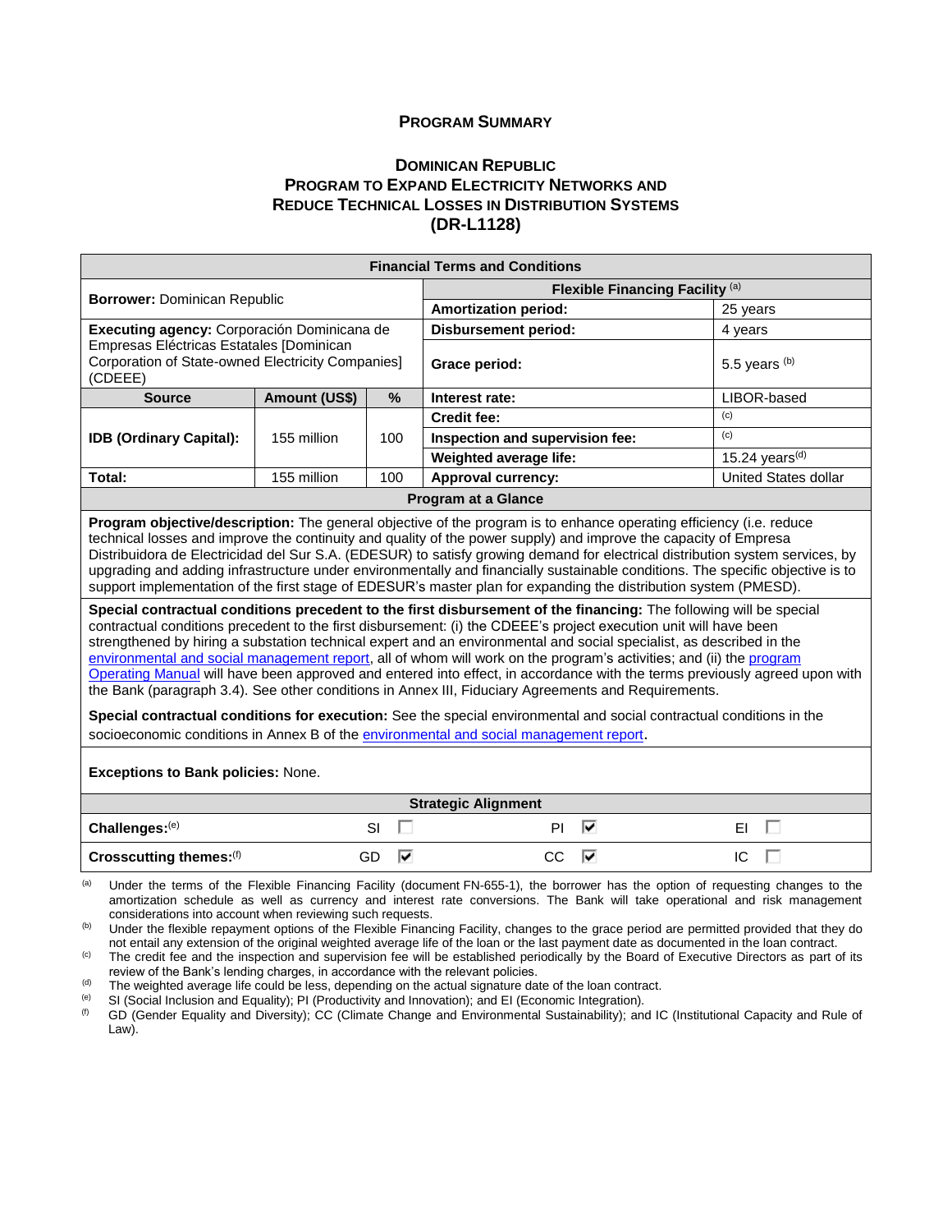## Program Summary

## Dominican Republic
## Program to Expand Electricity Networks and Reduce Technical Losses in Distribution Systems
## (DR-L1128)

| Financial Terms and Conditions | | | | |
|---|---|---|---|---|
| **Borrower:** Dominican Republic | | | **Flexible Financing Facility** [(a)] | |
| | | | **Amortization period:** | 25 years |
| **Executing agency:** Corporación Dominicana de Empresas Eléctricas Estatales [Dominican Corporation of State-owned Electricity Companies] (CDEEE) | | | **Disbursement period:** | 4 years |
| | | | **Grace period:** | 5.5 years [(b)] |
| **Source** | **Amount (US$)** | **%** | **Interest rate:** | LIBOR-based |
| **IDB (Ordinary Capital):** | 155 million | 100 | **Credit fee:** | [(c)] |
| | | | **Inspection and supervision fee:** | [(c)] |
| | | | **Weighted average life:** | 15.24 years[(d)] |
| **Total:** | 155 million | 100 | **Approval currency:** | United States dollar |

| Program at a Glance |
|---|
| **Program objective/description:** The general objective of the program is to enhance operating efficiency (i.e. reduce technical losses and improve the continuity and quality of the power supply) and improve the capacity of Empresa Distribuidora de Electricidad del Sur S.A. (EDESUR) to satisfy growing demand for electrical distribution system services, by upgrading and adding infrastructure under environmentally and financially sustainable conditions. The specific objective is to support implementation of the first stage of EDESUR's master plan for expanding the distribution system (PMESD). |
| **Special contractual conditions precedent to the first disbursement of the financing:** The following will be special contractual conditions precedent to the first disbursement: (i) the CDEEE's project execution unit will have been strengthened by hiring a substation technical expert and an environmental and social specialist, as described in the environmental and social management report, all of whom will work on the program's activities; and (ii) the program Operating Manual will have been approved and entered into effect, in accordance with the terms previously agreed upon with the Bank (paragraph 3.4). See other conditions in Annex III, Fiduciary Agreements and Requirements. <br><br> **Special contractual conditions for execution:** See the special environmental and social contractual conditions in the socioeconomic conditions in Annex B of the environmental and social management report. |
| **Exceptions to Bank policies:** None. |

| Strategic Alignment | | | |
|---|---|---|---|
| **Challenges:**[(e)] | SI ☐ | PI ☑ | EI ☐ |
| **Crosscutting themes:**[(f)] | GD ☑ | CC ☑ | IC ☐ |

(a) Under the terms of the Flexible Financing Facility (document FN-655-1), the borrower has the option of requesting changes to the amortization schedule as well as currency and interest rate conversions. The Bank will take operational and risk management considerations into account when reviewing such requests.

(b) Under the flexible repayment options of the Flexible Financing Facility, changes to the grace period are permitted provided that they do not entail any extension of the original weighted average life of the loan or the last payment date as documented in the loan contract.

(c) The credit fee and the inspection and supervision fee will be established periodically by the Board of Executive Directors as part of its review of the Bank's lending charges, in accordance with the relevant policies.

(d) The weighted average life could be less, depending on the actual signature date of the loan contract.

(e) SI (Social Inclusion and Equality); PI (Productivity and Innovation); and EI (Economic Integration).

(f) GD (Gender Equality and Diversity); CC (Climate Change and Environmental Sustainability); and IC (Institutional Capacity and Rule of Law).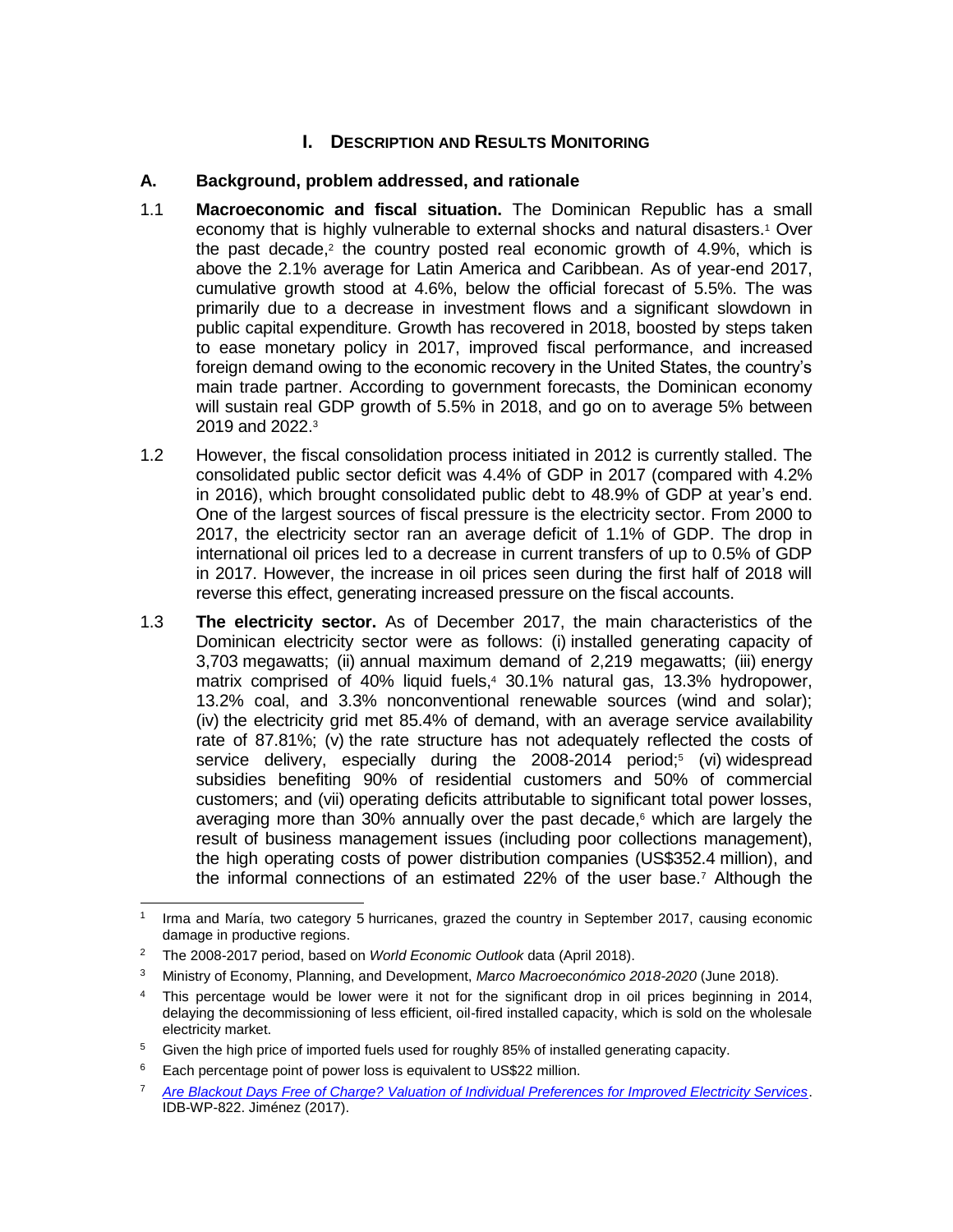# I. DESCRIPTION AND RESULTS MONITORING

## A. Background, problem addressed, and rationale

1.1 **Macroeconomic and fiscal situation.** The Dominican Republic has a small economy that is highly vulnerable to external shocks and natural disasters.[1] Over the past decade,[2] the country posted real economic growth of 4.9%, which is above the 2.1% average for Latin America and Caribbean. As of year-end 2017, cumulative growth stood at 4.6%, below the official forecast of 5.5%. The was primarily due to a decrease in investment flows and a significant slowdown in public capital expenditure. Growth has recovered in 2018, boosted by steps taken to ease monetary policy in 2017, improved fiscal performance, and increased foreign demand owing to the economic recovery in the United States, the country's main trade partner. According to government forecasts, the Dominican economy will sustain real GDP growth of 5.5% in 2018, and go on to average 5% between 2019 and 2022.[3]

1.2 However, the fiscal consolidation process initiated in 2012 is currently stalled. The consolidated public sector deficit was 4.4% of GDP in 2017 (compared with 4.2% in 2016), which brought consolidated public debt to 48.9% of GDP at year's end. One of the largest sources of fiscal pressure is the electricity sector. From 2000 to 2017, the electricity sector ran an average deficit of 1.1% of GDP. The drop in international oil prices led to a decrease in current transfers of up to 0.5% of GDP in 2017. However, the increase in oil prices seen during the first half of 2018 will reverse this effect, generating increased pressure on the fiscal accounts.

1.3 **The electricity sector.** As of December 2017, the main characteristics of the Dominican electricity sector were as follows: (i) installed generating capacity of 3,703 megawatts; (ii) annual maximum demand of 2,219 megawatts; (iii) energy matrix comprised of 40% liquid fuels,[4] 30.1% natural gas, 13.3% hydropower, 13.2% coal, and 3.3% nonconventional renewable sources (wind and solar); (iv) the electricity grid met 85.4% of demand, with an average service availability rate of 87.81%; (v) the rate structure has not adequately reflected the costs of service delivery, especially during the 2008-2014 period;[5] (vi) widespread subsidies benefiting 90% of residential customers and 50% of commercial customers; and (vii) operating deficits attributable to significant total power losses, averaging more than 30% annually over the past decade,[6] which are largely the result of business management issues (including poor collections management), the high operating costs of power distribution companies (US$352.4 million), and the informal connections of an estimated 22% of the user base.[7] Although the

---

[1] Irma and María, two category 5 hurricanes, grazed the country in September 2017, causing economic damage in productive regions.

[2] The 2008-2017 period, based on *World Economic Outlook* data (April 2018).

[3] Ministry of Economy, Planning, and Development, *Marco Macroeconómico 2018-2020* (June 2018).

[4] This percentage would be lower were it not for the significant drop in oil prices beginning in 2014, delaying the decommissioning of less efficient, oil-fired installed capacity, which is sold on the wholesale electricity market.

[5] Given the high price of imported fuels used for roughly 85% of installed generating capacity.

[6] Each percentage point of power loss is equivalent to US$22 million.

[7] *Are Blackout Days Free of Charge? Valuation of Individual Preferences for Improved Electricity Services*. IDB-WP-822. Jiménez (2017).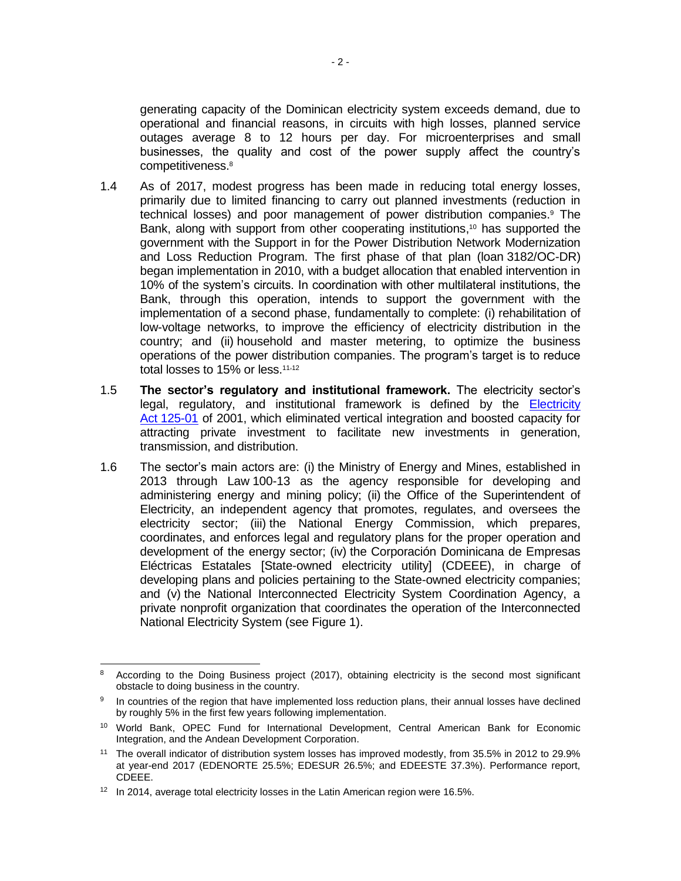generating capacity of the Dominican electricity system exceeds demand, due to operational and financial reasons, in circuits with high losses, planned service outages average 8 to 12 hours per day. For microenterprises and small businesses, the quality and cost of the power supply affect the country's competitiveness.[8]

1.4 As of 2017, modest progress has been made in reducing total energy losses, primarily due to limited financing to carry out planned investments (reduction in technical losses) and poor management of power distribution companies.[9] The Bank, along with support from other cooperating institutions,[10] has supported the government with the Support in for the Power Distribution Network Modernization and Loss Reduction Program. The first phase of that plan (loan 3182/OC-DR) began implementation in 2010, with a budget allocation that enabled intervention in 10% of the system's circuits. In coordination with other multilateral institutions, the Bank, through this operation, intends to support the government with the implementation of a second phase, fundamentally to complete: (i) rehabilitation of low-voltage networks, to improve the efficiency of electricity distribution in the country; and (ii) household and master metering, to optimize the business operations of the power distribution companies. The program's target is to reduce total losses to 15% or less.[11,12]

1.5 **The sector's regulatory and institutional framework.** The electricity sector's legal, regulatory, and institutional framework is defined by the [Electricity Act 125-01] of 2001, which eliminated vertical integration and boosted capacity for attracting private investment to facilitate new investments in generation, transmission, and distribution.

1.6 The sector's main actors are: (i) the Ministry of Energy and Mines, established in 2013 through Law 100-13 as the agency responsible for developing and administering energy and mining policy; (ii) the Office of the Superintendent of Electricity, an independent agency that promotes, regulates, and oversees the electricity sector; (iii) the National Energy Commission, which prepares, coordinates, and enforces legal and regulatory plans for the proper operation and development of the energy sector; (iv) the Corporación Dominicana de Empresas Eléctricas Estatales [State-owned electricity utility] (CDEEE), in charge of developing plans and policies pertaining to the State-owned electricity companies; and (v) the National Interconnected Electricity System Coordination Agency, a private nonprofit organization that coordinates the operation of the Interconnected National Electricity System (see Figure 1).

---

[8] According to the Doing Business project (2017), obtaining electricity is the second most significant obstacle to doing business in the country.

[9] In countries of the region that have implemented loss reduction plans, their annual losses have declined by roughly 5% in the first few years following implementation.

[10] World Bank, OPEC Fund for International Development, Central American Bank for Economic Integration, and the Andean Development Corporation.

[11] The overall indicator of distribution system losses has improved modestly, from 35.5% in 2012 to 29.9% at year-end 2017 (EDENORTE 25.5%; EDESUR 26.5%; and EDEESTE 37.3%). Performance report, CDEEE.

[12] In 2014, average total electricity losses in the Latin American region were 16.5%.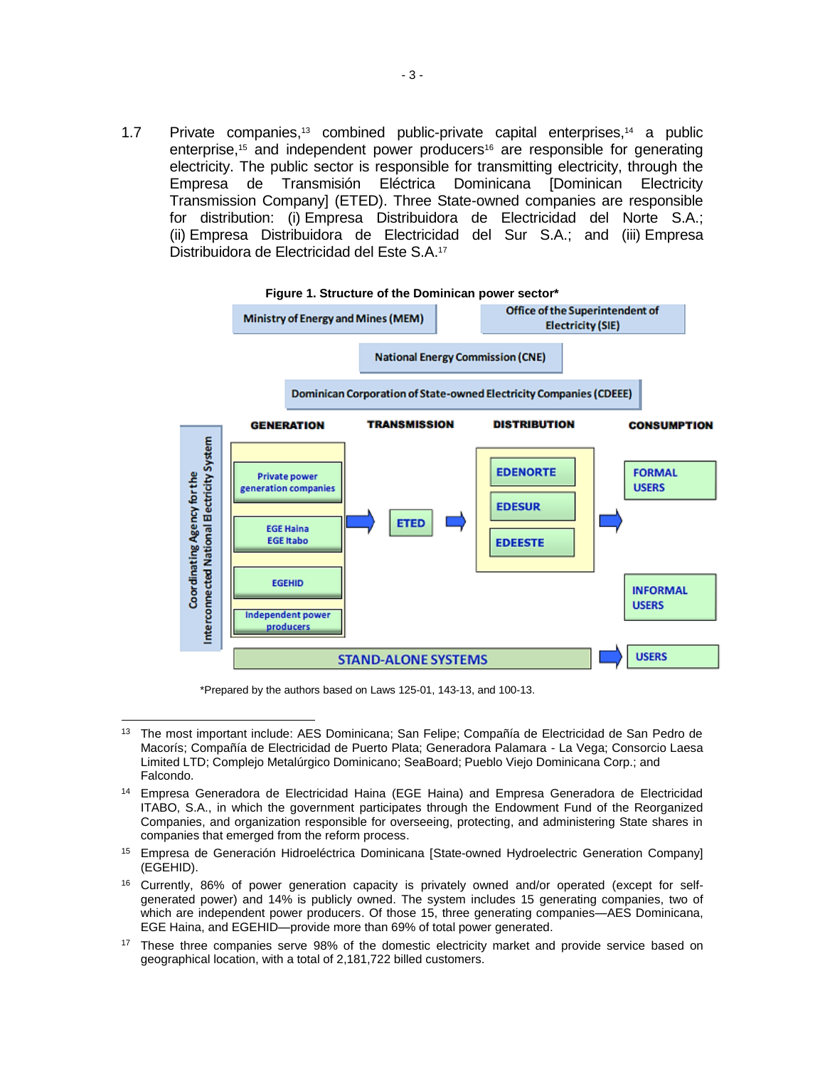1.7 Private companies,[13] combined public-private capital enterprises,[14] a public enterprise,[15] and independent power producers[16] are responsible for generating electricity. The public sector is responsible for transmitting electricity, through the Empresa de Transmisión Eléctrica Dominicana [Dominican Electricity Transmission Company] (ETED). Three State-owned companies are responsible for distribution: (i) Empresa Distribuidora de Electricidad del Norte S.A.; (ii) Empresa Distribuidora de Electricidad del Sur S.A.; and (iii) Empresa Distribuidora de Electricidad del Este S.A.[17]

**Figure 1. Structure of the Dominican power sector***

Ministry of Energy and Mines (MEM) | Office of the Superintendent of Electricity (SIE)

National Energy Commission (CNE)

Dominican Corporation of State-owned Electricity Companies (CDEEE)

Coordinating Agency for the Interconnected National Electricity System

| GENERATION | TRANSMISSION | DISTRIBUTION | CONSUMPTION |
|---|---|---|---|
| Private power generation companies; EGE Haina, EGE Itabo; EGEHID; Independent power producers | ETED | EDENORTE; EDESUR; EDEESTE | FORMAL USERS; INFORMAL USERS |
| STAND-ALONE SYSTEMS | | | USERS |

*Prepared by the authors based on Laws 125-01, 143-13, and 100-13.

---

[13] The most important include: AES Dominicana; San Felipe; Compañía de Electricidad de San Pedro de Macorís; Compañía de Electricidad de Puerto Plata; Generadora Palamara - La Vega; Consorcio Laesa Limited LTD; Complejo Metalúrgico Dominicano; SeaBoard; Pueblo Viejo Dominicana Corp.; and Falcondo.

[14] Empresa Generadora de Electricidad Haina (EGE Haina) and Empresa Generadora de Electricidad ITABO, S.A., in which the government participates through the Endowment Fund of the Reorganized Companies, and organization responsible for overseeing, protecting, and administering State shares in companies that emerged from the reform process.

[15] Empresa de Generación Hidroeléctrica Dominicana [State-owned Hydroelectric Generation Company] (EGEHID).

[16] Currently, 86% of power generation capacity is privately owned and/or operated (except for self-generated power) and 14% is publicly owned. The system includes 15 generating companies, two of which are independent power producers. Of those 15, three generating companies—AES Dominicana, EGE Haina, and EGEHID—provide more than 69% of total power generated.

[17] These three companies serve 98% of the domestic electricity market and provide service based on geographical location, with a total of 2,181,722 billed customers.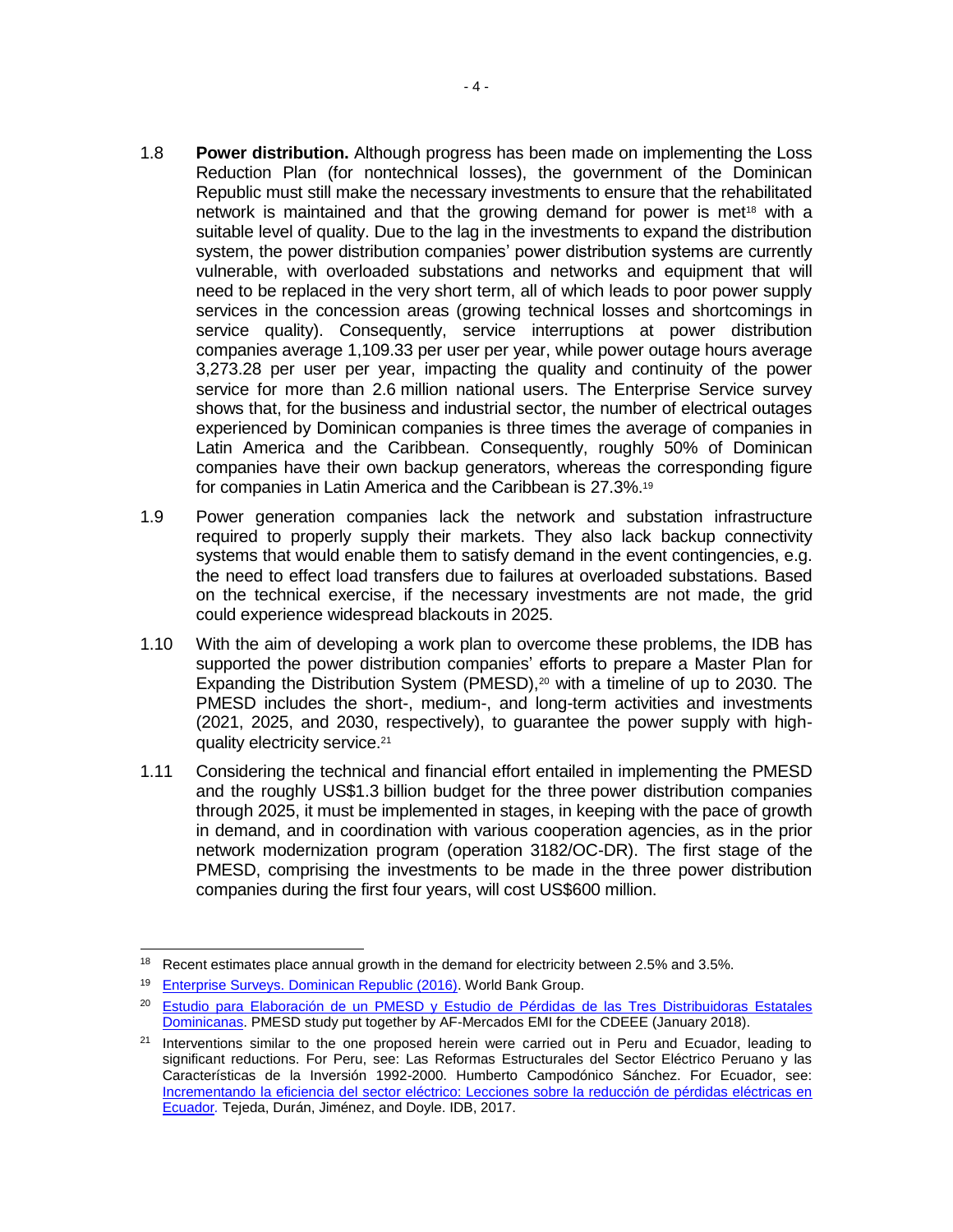1.8 **Power distribution.** Although progress has been made on implementing the Loss Reduction Plan (for nontechnical losses), the government of the Dominican Republic must still make the necessary investments to ensure that the rehabilitated network is maintained and that the growing demand for power is met[18] with a suitable level of quality. Due to the lag in the investments to expand the distribution system, the power distribution companies' power distribution systems are currently vulnerable, with overloaded substations and networks and equipment that will need to be replaced in the very short term, all of which leads to poor power supply services in the concession areas (growing technical losses and shortcomings in service quality). Consequently, service interruptions at power distribution companies average 1,109.33 per user per year, while power outage hours average 3,273.28 per user per year, impacting the quality and continuity of the power service for more than 2.6 million national users. The Enterprise Service survey shows that, for the business and industrial sector, the number of electrical outages experienced by Dominican companies is three times the average of companies in Latin America and the Caribbean. Consequently, roughly 50% of Dominican companies have their own backup generators, whereas the corresponding figure for companies in Latin America and the Caribbean is 27.3%.[19]

1.9 Power generation companies lack the network and substation infrastructure required to properly supply their markets. They also lack backup connectivity systems that would enable them to satisfy demand in the event contingencies, e.g. the need to effect load transfers due to failures at overloaded substations. Based on the technical exercise, if the necessary investments are not made, the grid could experience widespread blackouts in 2025.

1.10 With the aim of developing a work plan to overcome these problems, the IDB has supported the power distribution companies' efforts to prepare a Master Plan for Expanding the Distribution System (PMESD),[20] with a timeline of up to 2030. The PMESD includes the short-, medium-, and long-term activities and investments (2021, 2025, and 2030, respectively), to guarantee the power supply with high-quality electricity service.[21]

1.11 Considering the technical and financial effort entailed in implementing the PMESD and the roughly US$1.3 billion budget for the three power distribution companies through 2025, it must be implemented in stages, in keeping with the pace of growth in demand, and in coordination with various cooperation agencies, as in the prior network modernization program (operation 3182/OC-DR). The first stage of the PMESD, comprising the investments to be made in the three power distribution companies during the first four years, will cost US$600 million.

---

[18] Recent estimates place annual growth in the demand for electricity between 2.5% and 3.5%.

[19] Enterprise Surveys. Dominican Republic (2016). World Bank Group.

[20] Estudio para Elaboración de un PMESD y Estudio de Pérdidas de las Tres Distribuidoras Estatales Dominicanas. PMESD study put together by AF-Mercados EMI for the CDEEE (January 2018).

[21] Interventions similar to the one proposed herein were carried out in Peru and Ecuador, leading to significant reductions. For Peru, see: Las Reformas Estructurales del Sector Eléctrico Peruano y las Características de la Inversión 1992-2000. Humberto Campodónico Sánchez. For Ecuador, see: Incrementando la eficiencia del sector eléctrico: Lecciones sobre la reducción de pérdidas eléctricas en Ecuador. Tejeda, Durán, Jiménez, and Doyle. IDB, 2017.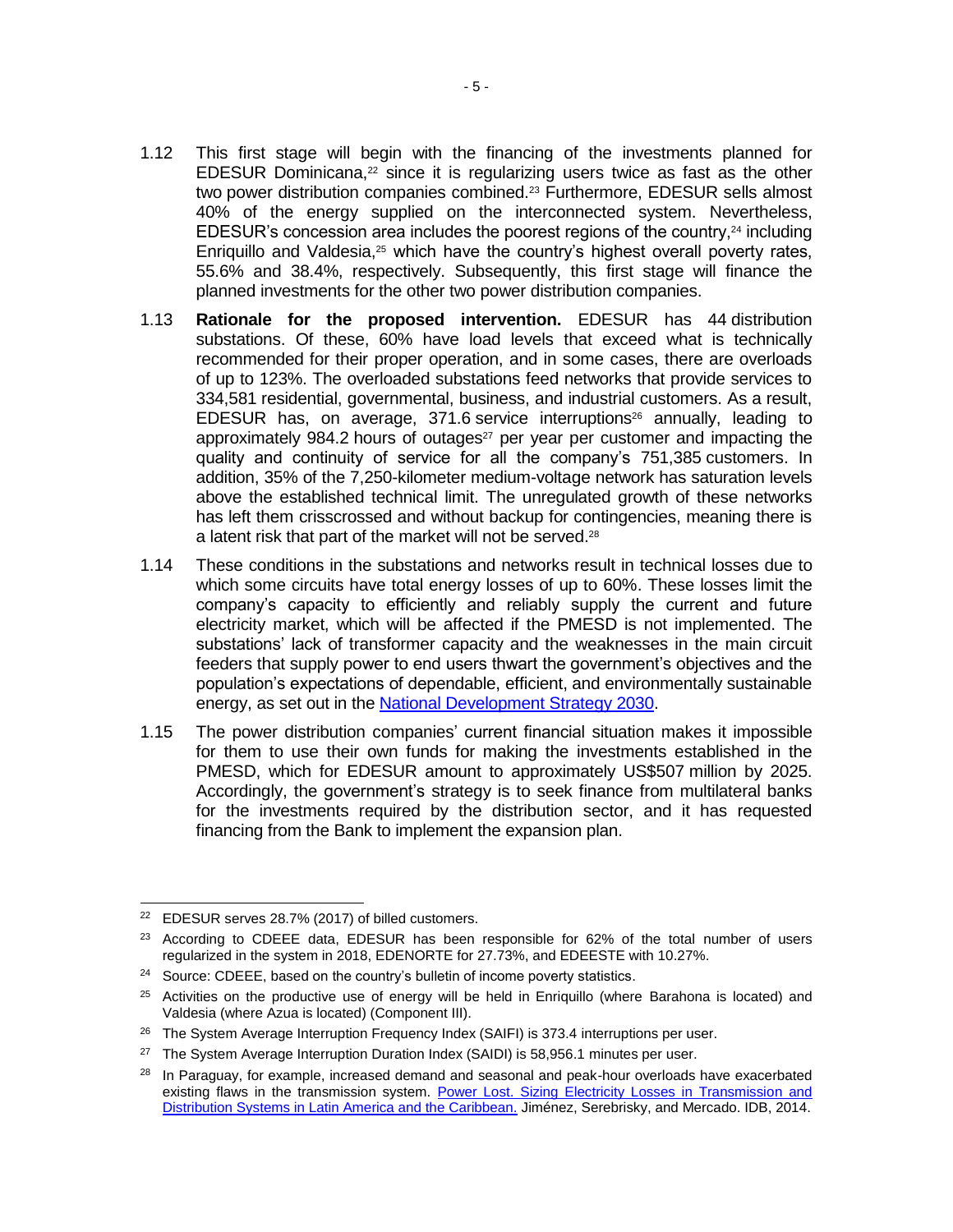1.12 This first stage will begin with the financing of the investments planned for EDESUR Dominicana,[22] since it is regularizing users twice as fast as the other two power distribution companies combined.[23] Furthermore, EDESUR sells almost 40% of the energy supplied on the interconnected system. Nevertheless, EDESUR's concession area includes the poorest regions of the country,[24] including Enriquillo and Valdesia,[25] which have the country's highest overall poverty rates, 55.6% and 38.4%, respectively. Subsequently, this first stage will finance the planned investments for the other two power distribution companies.

1.13 **Rationale for the proposed intervention.** EDESUR has 44 distribution substations. Of these, 60% have load levels that exceed what is technically recommended for their proper operation, and in some cases, there are overloads of up to 123%. The overloaded substations feed networks that provide services to 334,581 residential, governmental, business, and industrial customers. As a result, EDESUR has, on average, 371.6 service interruptions[26] annually, leading to approximately 984.2 hours of outages[27] per year per customer and impacting the quality and continuity of service for all the company's 751,385 customers. In addition, 35% of the 7,250-kilometer medium-voltage network has saturation levels above the established technical limit. The unregulated growth of these networks has left them crisscrossed and without backup for contingencies, meaning there is a latent risk that part of the market will not be served.[28]

1.14 These conditions in the substations and networks result in technical losses due to which some circuits have total energy losses of up to 60%. These losses limit the company's capacity to efficiently and reliably supply the current and future electricity market, which will be affected if the PMESD is not implemented. The substations' lack of transformer capacity and the weaknesses in the main circuit feeders that supply power to end users thwart the government's objectives and the population's expectations of dependable, efficient, and environmentally sustainable energy, as set out in the National Development Strategy 2030.

1.15 The power distribution companies' current financial situation makes it impossible for them to use their own funds for making the investments established in the PMESD, which for EDESUR amount to approximately US$507 million by 2025. Accordingly, the government's strategy is to seek finance from multilateral banks for the investments required by the distribution sector, and it has requested financing from the Bank to implement the expansion plan.

---

[22] EDESUR serves 28.7% (2017) of billed customers.

[23] According to CDEEE data, EDESUR has been responsible for 62% of the total number of users regularized in the system in 2018, EDENORTE for 27.73%, and EDEESTE with 10.27%.

[24] Source: CDEEE, based on the country's bulletin of income poverty statistics.

[25] Activities on the productive use of energy will be held in Enriquillo (where Barahona is located) and Valdesia (where Azua is located) (Component III).

[26] The System Average Interruption Frequency Index (SAIFI) is 373.4 interruptions per user.

[27] The System Average Interruption Duration Index (SAIDI) is 58,956.1 minutes per user.

[28] In Paraguay, for example, increased demand and seasonal and peak-hour overloads have exacerbated existing flaws in the transmission system. Power Lost. Sizing Electricity Losses in Transmission and Distribution Systems in Latin America and the Caribbean. Jiménez, Serebrisky, and Mercado. IDB, 2014.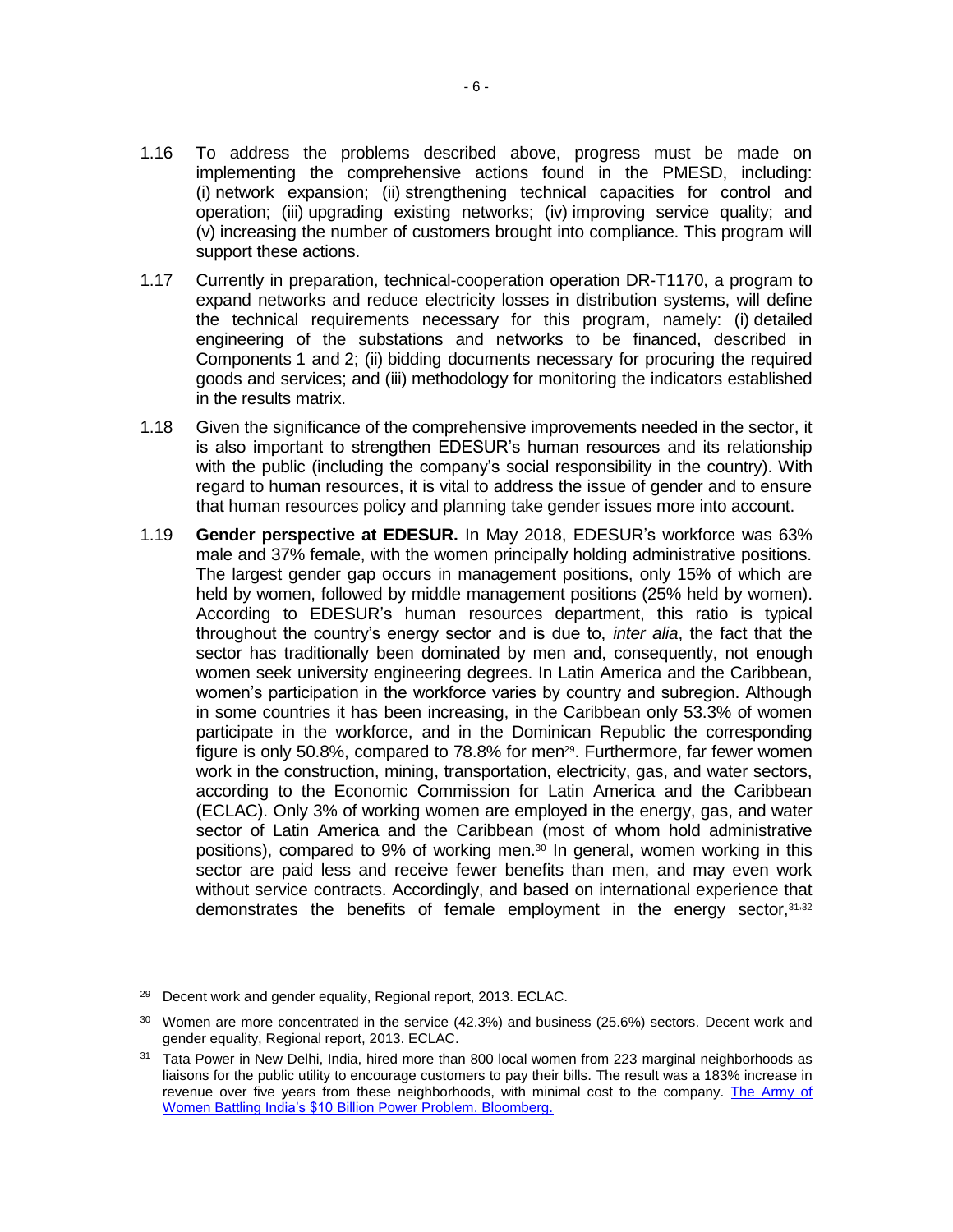1.16 To address the problems described above, progress must be made on implementing the comprehensive actions found in the PMESD, including: (i) network expansion; (ii) strengthening technical capacities for control and operation; (iii) upgrading existing networks; (iv) improving service quality; and (v) increasing the number of customers brought into compliance. This program will support these actions.

1.17 Currently in preparation, technical-cooperation operation DR-T1170, a program to expand networks and reduce electricity losses in distribution systems, will define the technical requirements necessary for this program, namely: (i) detailed engineering of the substations and networks to be financed, described in Components 1 and 2; (ii) bidding documents necessary for procuring the required goods and services; and (iii) methodology for monitoring the indicators established in the results matrix.

1.18 Given the significance of the comprehensive improvements needed in the sector, it is also important to strengthen EDESUR's human resources and its relationship with the public (including the company's social responsibility in the country). With regard to human resources, it is vital to address the issue of gender and to ensure that human resources policy and planning take gender issues more into account.

1.19 **Gender perspective at EDESUR.** In May 2018, EDESUR's workforce was 63% male and 37% female, with the women principally holding administrative positions. The largest gender gap occurs in management positions, only 15% of which are held by women, followed by middle management positions (25% held by women). According to EDESUR's human resources department, this ratio is typical throughout the country's energy sector and is due to, *inter alia*, the fact that the sector has traditionally been dominated by men and, consequently, not enough women seek university engineering degrees. In Latin America and the Caribbean, women's participation in the workforce varies by country and subregion. Although in some countries it has been increasing, in the Caribbean only 53.3% of women participate in the workforce, and in the Dominican Republic the corresponding figure is only 50.8%, compared to 78.8% for men[29]. Furthermore, far fewer women work in the construction, mining, transportation, electricity, gas, and water sectors, according to the Economic Commission for Latin America and the Caribbean (ECLAC). Only 3% of working women are employed in the energy, gas, and water sector of Latin America and the Caribbean (most of whom hold administrative positions), compared to 9% of working men.[30] In general, women working in this sector are paid less and receive fewer benefits than men, and may even work without service contracts. Accordingly, and based on international experience that demonstrates the benefits of female employment in the energy sector,[31,32]

---

[29] Decent work and gender equality, Regional report, 2013. ECLAC.

[30] Women are more concentrated in the service (42.3%) and business (25.6%) sectors. Decent work and gender equality, Regional report, 2013. ECLAC.

[31] Tata Power in New Delhi, India, hired more than 800 local women from 223 marginal neighborhoods as liaisons for the public utility to encourage customers to pay their bills. The result was a 183% increase in revenue over five years from these neighborhoods, with minimal cost to the company. The Army of Women Battling India's $10 Billion Power Problem. Bloomberg.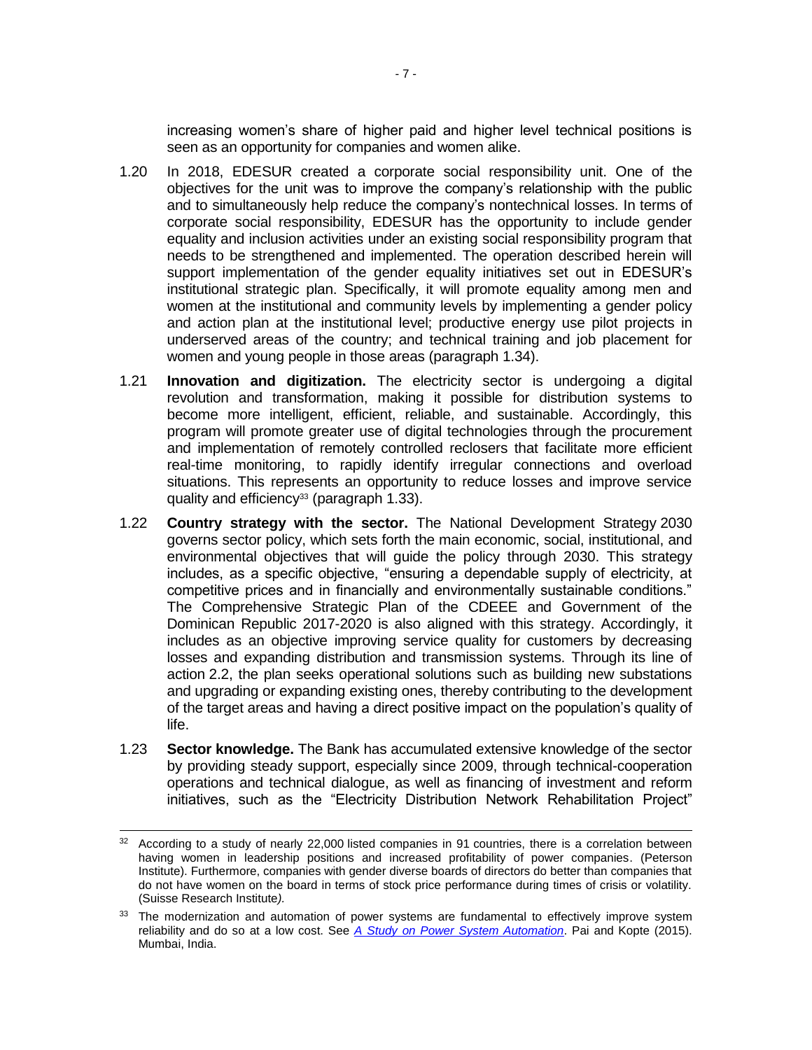increasing women's share of higher paid and higher level technical positions is seen as an opportunity for companies and women alike.

1.20 In 2018, EDESUR created a corporate social responsibility unit. One of the objectives for the unit was to improve the company's relationship with the public and to simultaneously help reduce the company's nontechnical losses. In terms of corporate social responsibility, EDESUR has the opportunity to include gender equality and inclusion activities under an existing social responsibility program that needs to be strengthened and implemented. The operation described herein will support implementation of the gender equality initiatives set out in EDESUR's institutional strategic plan. Specifically, it will promote equality among men and women at the institutional and community levels by implementing a gender policy and action plan at the institutional level; productive energy use pilot projects in underserved areas of the country; and technical training and job placement for women and young people in those areas (paragraph 1.34).

1.21 **Innovation and digitization.** The electricity sector is undergoing a digital revolution and transformation, making it possible for distribution systems to become more intelligent, efficient, reliable, and sustainable. Accordingly, this program will promote greater use of digital technologies through the procurement and implementation of remotely controlled reclosers that facilitate more efficient real-time monitoring, to rapidly identify irregular connections and overload situations. This represents an opportunity to reduce losses and improve service quality and efficiency[33] (paragraph 1.33).

1.22 **Country strategy with the sector.** The National Development Strategy 2030 governs sector policy, which sets forth the main economic, social, institutional, and environmental objectives that will guide the policy through 2030. This strategy includes, as a specific objective, "ensuring a dependable supply of electricity, at competitive prices and in financially and environmentally sustainable conditions." The Comprehensive Strategic Plan of the CDEEE and Government of the Dominican Republic 2017-2020 is also aligned with this strategy. Accordingly, it includes as an objective improving service quality for customers by decreasing losses and expanding distribution and transmission systems. Through its line of action 2.2, the plan seeks operational solutions such as building new substations and upgrading or expanding existing ones, thereby contributing to the development of the target areas and having a direct positive impact on the population's quality of life.

1.23 **Sector knowledge.** The Bank has accumulated extensive knowledge of the sector by providing steady support, especially since 2009, through technical-cooperation operations and technical dialogue, as well as financing of investment and reform initiatives, such as the "Electricity Distribution Network Rehabilitation Project"

---

[32] According to a study of nearly 22,000 listed companies in 91 countries, there is a correlation between having women in leadership positions and increased profitability of power companies. (Peterson Institute). Furthermore, companies with gender diverse boards of directors do better than companies that do not have women on the board in terms of stock price performance during times of crisis or volatility. (Suisse Research Institute*).*

[33] The modernization and automation of power systems are fundamental to effectively improve system reliability and do so at a low cost. See *A Study on Power System Automation*. Pai and Kopte (2015). Mumbai, India.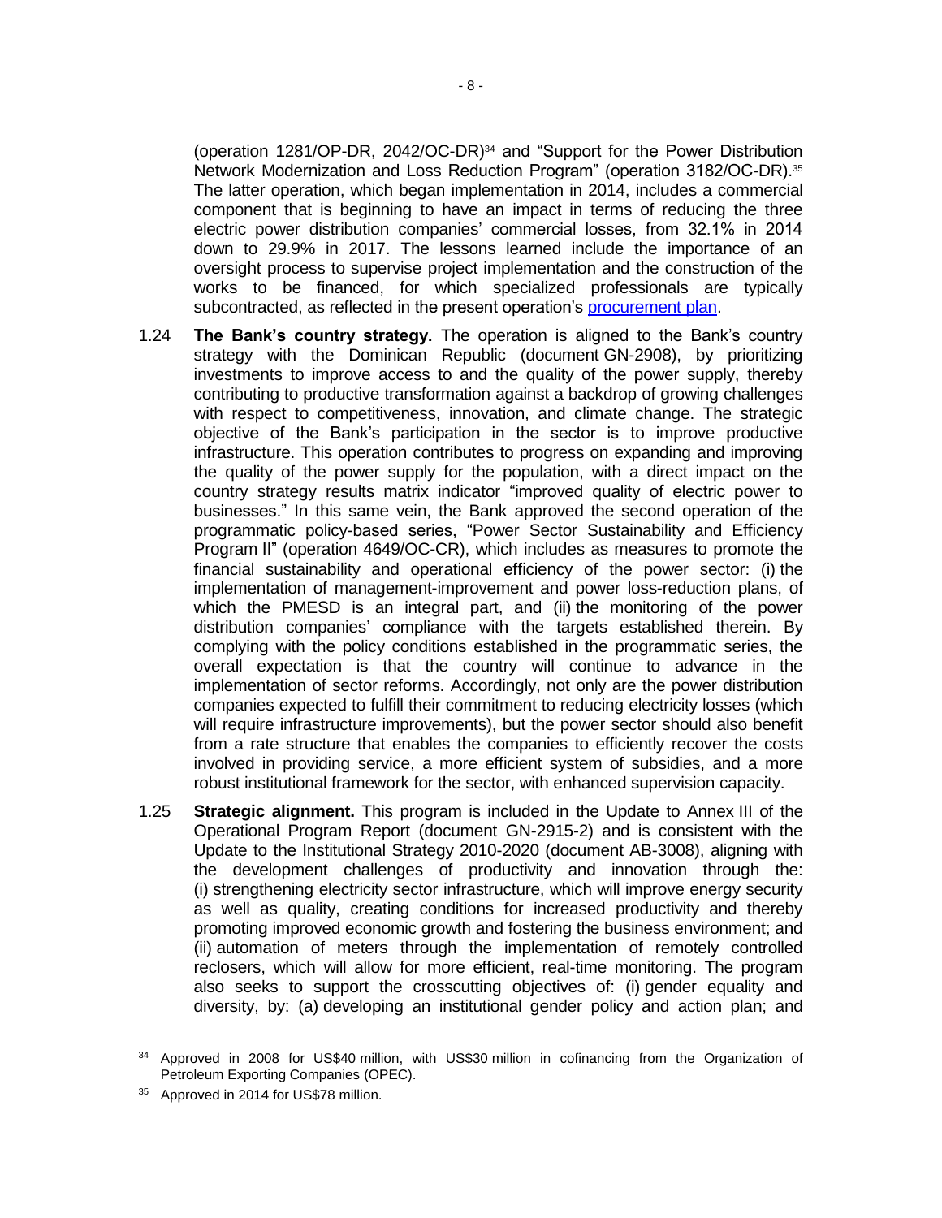(operation 1281/OP-DR, 2042/OC-DR)[34] and "Support for the Power Distribution Network Modernization and Loss Reduction Program" (operation 3182/OC-DR).[35] The latter operation, which began implementation in 2014, includes a commercial component that is beginning to have an impact in terms of reducing the three electric power distribution companies' commercial losses, from 32.1% in 2014 down to 29.9% in 2017. The lessons learned include the importance of an oversight process to supervise project implementation and the construction of the works to be financed, for which specialized professionals are typically subcontracted, as reflected in the present operation's procurement plan.

1.24 **The Bank's country strategy.** The operation is aligned to the Bank's country strategy with the Dominican Republic (document GN-2908), by prioritizing investments to improve access to and the quality of the power supply, thereby contributing to productive transformation against a backdrop of growing challenges with respect to competitiveness, innovation, and climate change. The strategic objective of the Bank's participation in the sector is to improve productive infrastructure. This operation contributes to progress on expanding and improving the quality of the power supply for the population, with a direct impact on the country strategy results matrix indicator "improved quality of electric power to businesses." In this same vein, the Bank approved the second operation of the programmatic policy-based series, "Power Sector Sustainability and Efficiency Program II" (operation 4649/OC-CR), which includes as measures to promote the financial sustainability and operational efficiency of the power sector: (i) the implementation of management-improvement and power loss-reduction plans, of which the PMESD is an integral part, and (ii) the monitoring of the power distribution companies' compliance with the targets established therein. By complying with the policy conditions established in the programmatic series, the overall expectation is that the country will continue to advance in the implementation of sector reforms. Accordingly, not only are the power distribution companies expected to fulfill their commitment to reducing electricity losses (which will require infrastructure improvements), but the power sector should also benefit from a rate structure that enables the companies to efficiently recover the costs involved in providing service, a more efficient system of subsidies, and a more robust institutional framework for the sector, with enhanced supervision capacity.

1.25 **Strategic alignment.** This program is included in the Update to Annex III of the Operational Program Report (document GN-2915-2) and is consistent with the Update to the Institutional Strategy 2010-2020 (document AB-3008), aligning with the development challenges of productivity and innovation through the: (i) strengthening electricity sector infrastructure, which will improve energy security as well as quality, creating conditions for increased productivity and thereby promoting improved economic growth and fostering the business environment; and (ii) automation of meters through the implementation of remotely controlled reclosers, which will allow for more efficient, real-time monitoring. The program also seeks to support the crosscutting objectives of: (i) gender equality and diversity, by: (a) developing an institutional gender policy and action plan; and

---

[34] Approved in 2008 for US$40 million, with US$30 million in cofinancing from the Organization of Petroleum Exporting Companies (OPEC).

[35] Approved in 2014 for US$78 million.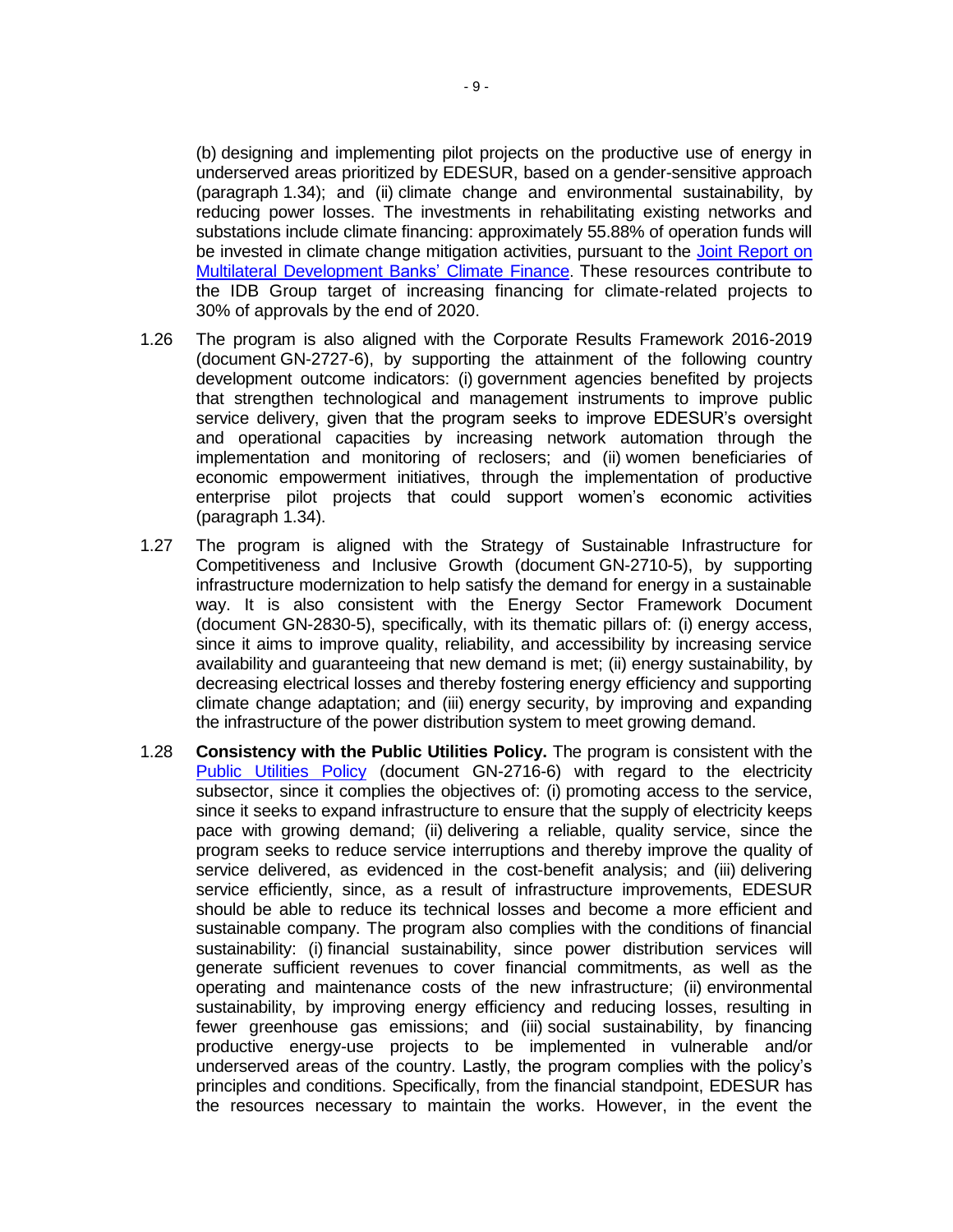(b) designing and implementing pilot projects on the productive use of energy in underserved areas prioritized by EDESUR, based on a gender-sensitive approach (paragraph 1.34); and (ii) climate change and environmental sustainability, by reducing power losses. The investments in rehabilitating existing networks and substations include climate financing: approximately 55.88% of operation funds will be invested in climate change mitigation activities, pursuant to the Joint Report on Multilateral Development Banks' Climate Finance. These resources contribute to the IDB Group target of increasing financing for climate-related projects to 30% of approvals by the end of 2020.

1.26 The program is also aligned with the Corporate Results Framework 2016-2019 (document GN-2727-6), by supporting the attainment of the following country development outcome indicators: (i) government agencies benefited by projects that strengthen technological and management instruments to improve public service delivery, given that the program seeks to improve EDESUR's oversight and operational capacities by increasing network automation through the implementation and monitoring of reclosers; and (ii) women beneficiaries of economic empowerment initiatives, through the implementation of productive enterprise pilot projects that could support women's economic activities (paragraph 1.34).

1.27 The program is aligned with the Strategy of Sustainable Infrastructure for Competitiveness and Inclusive Growth (document GN-2710-5), by supporting infrastructure modernization to help satisfy the demand for energy in a sustainable way. It is also consistent with the Energy Sector Framework Document (document GN-2830-5), specifically, with its thematic pillars of: (i) energy access, since it aims to improve quality, reliability, and accessibility by increasing service availability and guaranteeing that new demand is met; (ii) energy sustainability, by decreasing electrical losses and thereby fostering energy efficiency and supporting climate change adaptation; and (iii) energy security, by improving and expanding the infrastructure of the power distribution system to meet growing demand.

1.28 **Consistency with the Public Utilities Policy.** The program is consistent with the Public Utilities Policy (document GN-2716-6) with regard to the electricity subsector, since it complies the objectives of: (i) promoting access to the service, since it seeks to expand infrastructure to ensure that the supply of electricity keeps pace with growing demand; (ii) delivering a reliable, quality service, since the program seeks to reduce service interruptions and thereby improve the quality of service delivered, as evidenced in the cost-benefit analysis; and (iii) delivering service efficiently, since, as a result of infrastructure improvements, EDESUR should be able to reduce its technical losses and become a more efficient and sustainable company. The program also complies with the conditions of financial sustainability: (i) financial sustainability, since power distribution services will generate sufficient revenues to cover financial commitments, as well as the operating and maintenance costs of the new infrastructure; (ii) environmental sustainability, by improving energy efficiency and reducing losses, resulting in fewer greenhouse gas emissions; and (iii) social sustainability, by financing productive energy-use projects to be implemented in vulnerable and/or underserved areas of the country. Lastly, the program complies with the policy's principles and conditions. Specifically, from the financial standpoint, EDESUR has the resources necessary to maintain the works. However, in the event the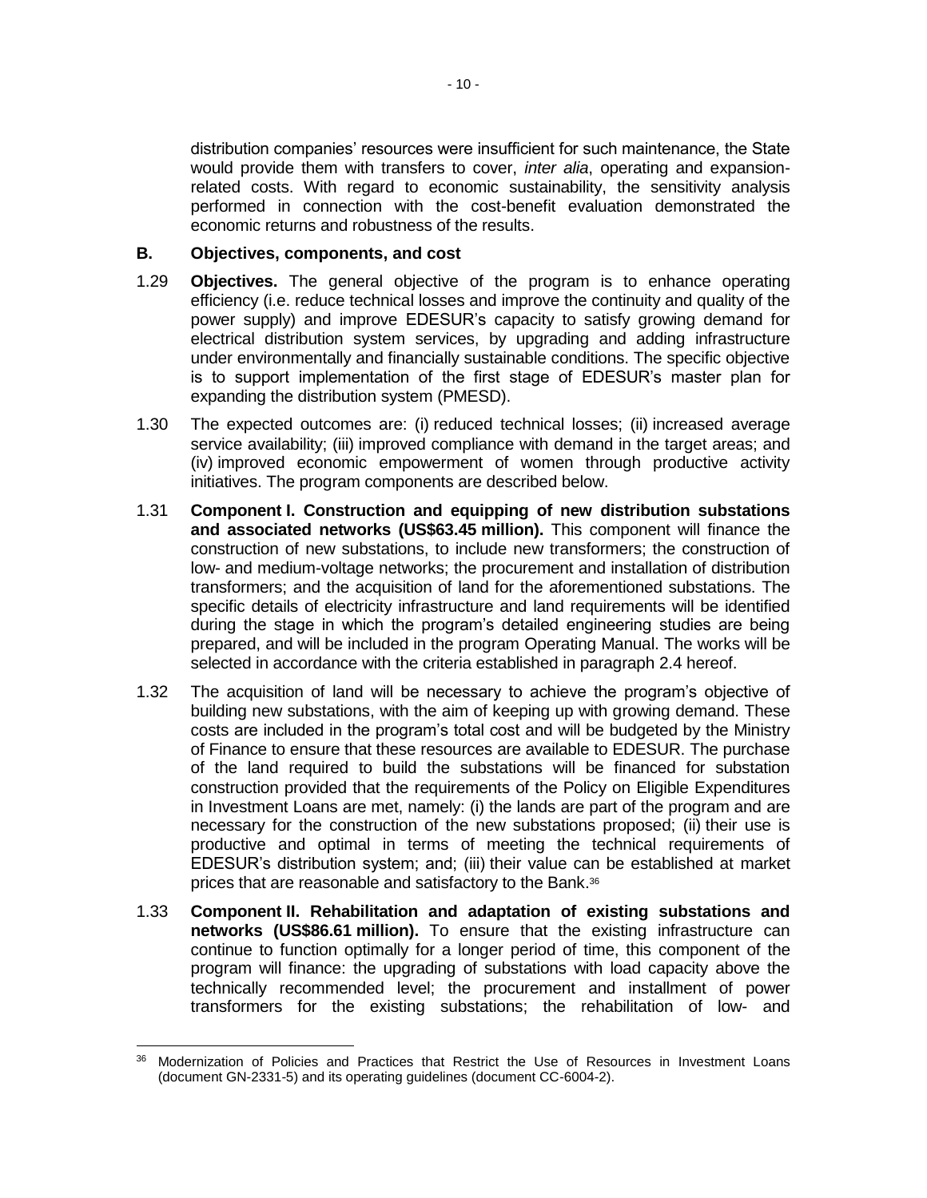distribution companies' resources were insufficient for such maintenance, the State would provide them with transfers to cover, *inter alia*, operating and expansion-related costs. With regard to economic sustainability, the sensitivity analysis performed in connection with the cost-benefit evaluation demonstrated the economic returns and robustness of the results.

## B. Objectives, components, and cost

1.29 **Objectives.** The general objective of the program is to enhance operating efficiency (i.e. reduce technical losses and improve the continuity and quality of the power supply) and improve EDESUR's capacity to satisfy growing demand for electrical distribution system services, by upgrading and adding infrastructure under environmentally and financially sustainable conditions. The specific objective is to support implementation of the first stage of EDESUR's master plan for expanding the distribution system (PMESD).

1.30 The expected outcomes are: (i) reduced technical losses; (ii) increased average service availability; (iii) improved compliance with demand in the target areas; and (iv) improved economic empowerment of women through productive activity initiatives. The program components are described below.

1.31 **Component I. Construction and equipping of new distribution substations and associated networks (US$63.45 million).** This component will finance the construction of new substations, to include new transformers; the construction of low- and medium-voltage networks; the procurement and installation of distribution transformers; and the acquisition of land for the aforementioned substations. The specific details of electricity infrastructure and land requirements will be identified during the stage in which the program's detailed engineering studies are being prepared, and will be included in the program Operating Manual. The works will be selected in accordance with the criteria established in paragraph 2.4 hereof.

1.32 The acquisition of land will be necessary to achieve the program's objective of building new substations, with the aim of keeping up with growing demand. These costs are included in the program's total cost and will be budgeted by the Ministry of Finance to ensure that these resources are available to EDESUR. The purchase of the land required to build the substations will be financed for substation construction provided that the requirements of the Policy on Eligible Expenditures in Investment Loans are met, namely: (i) the lands are part of the program and are necessary for the construction of the new substations proposed; (ii) their use is productive and optimal in terms of meeting the technical requirements of EDESUR's distribution system; and; (iii) their value can be established at market prices that are reasonable and satisfactory to the Bank.[36]

1.33 **Component II. Rehabilitation and adaptation of existing substations and networks (US$86.61 million).** To ensure that the existing infrastructure can continue to function optimally for a longer period of time, this component of the program will finance: the upgrading of substations with load capacity above the technically recommended level; the procurement and installment of power transformers for the existing substations; the rehabilitation of low- and

---

[36] Modernization of Policies and Practices that Restrict the Use of Resources in Investment Loans (document GN-2331-5) and its operating guidelines (document CC-6004-2).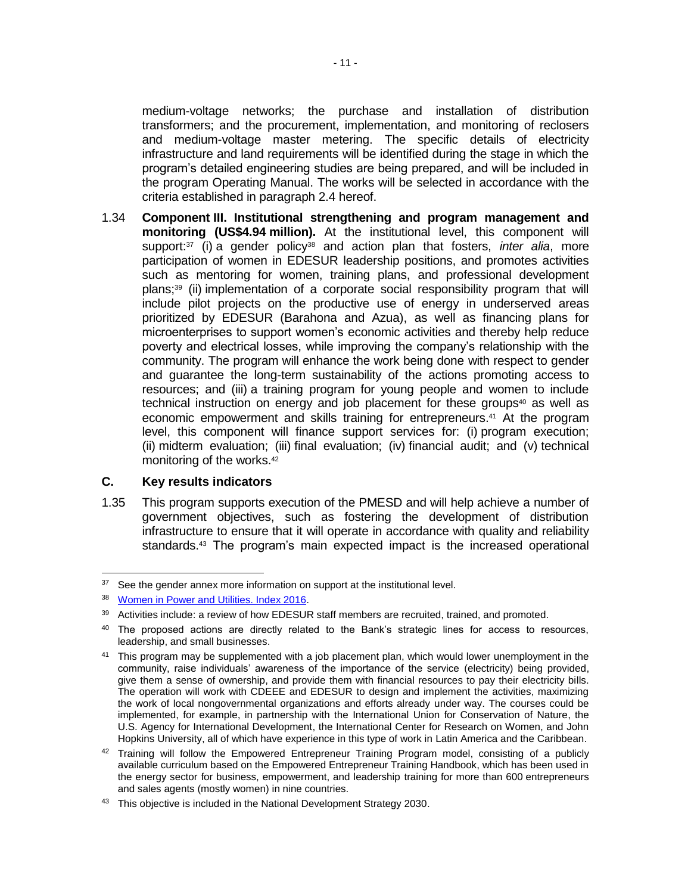medium-voltage networks; the purchase and installation of distribution transformers; and the procurement, implementation, and monitoring of reclosers and medium-voltage master metering. The specific details of electricity infrastructure and land requirements will be identified during the stage in which the program's detailed engineering studies are being prepared, and will be included in the program Operating Manual. The works will be selected in accordance with the criteria established in paragraph 2.4 hereof.

1.34 **Component III. Institutional strengthening and program management and monitoring (US$4.94 million).** At the institutional level, this component will support:[37] (i) a gender policy[38] and action plan that fosters, *inter alia*, more participation of women in EDESUR leadership positions, and promotes activities such as mentoring for women, training plans, and professional development plans;[39] (ii) implementation of a corporate social responsibility program that will include pilot projects on the productive use of energy in underserved areas prioritized by EDESUR (Barahona and Azua), as well as financing plans for microenterprises to support women's economic activities and thereby help reduce poverty and electrical losses, while improving the company's relationship with the community. The program will enhance the work being done with respect to gender and guarantee the long-term sustainability of the actions promoting access to resources; and (iii) a training program for young people and women to include technical instruction on energy and job placement for these groups[40] as well as economic empowerment and skills training for entrepreneurs.[41] At the program level, this component will finance support services for: (i) program execution; (ii) midterm evaluation; (iii) final evaluation; (iv) financial audit; and (v) technical monitoring of the works.[42]

## C. Key results indicators

1.35 This program supports execution of the PMESD and will help achieve a number of government objectives, such as fostering the development of distribution infrastructure to ensure that it will operate in accordance with quality and reliability standards.[43] The program's main expected impact is the increased operational

---

[37] See the gender annex more information on support at the institutional level.

[38] Women in Power and Utilities. Index 2016.

[39] Activities include: a review of how EDESUR staff members are recruited, trained, and promoted.

[40] The proposed actions are directly related to the Bank's strategic lines for access to resources, leadership, and small businesses.

[41] This program may be supplemented with a job placement plan, which would lower unemployment in the community, raise individuals' awareness of the importance of the service (electricity) being provided, give them a sense of ownership, and provide them with financial resources to pay their electricity bills. The operation will work with CDEEE and EDESUR to design and implement the activities, maximizing the work of local nongovernmental organizations and efforts already under way. The courses could be implemented, for example, in partnership with the International Union for Conservation of Nature, the U.S. Agency for International Development, the International Center for Research on Women, and John Hopkins University, all of which have experience in this type of work in Latin America and the Caribbean.

[42] Training will follow the Empowered Entrepreneur Training Program model, consisting of a publicly available curriculum based on the Empowered Entrepreneur Training Handbook, which has been used in the energy sector for business, empowerment, and leadership training for more than 600 entrepreneurs and sales agents (mostly women) in nine countries.

[43] This objective is included in the National Development Strategy 2030.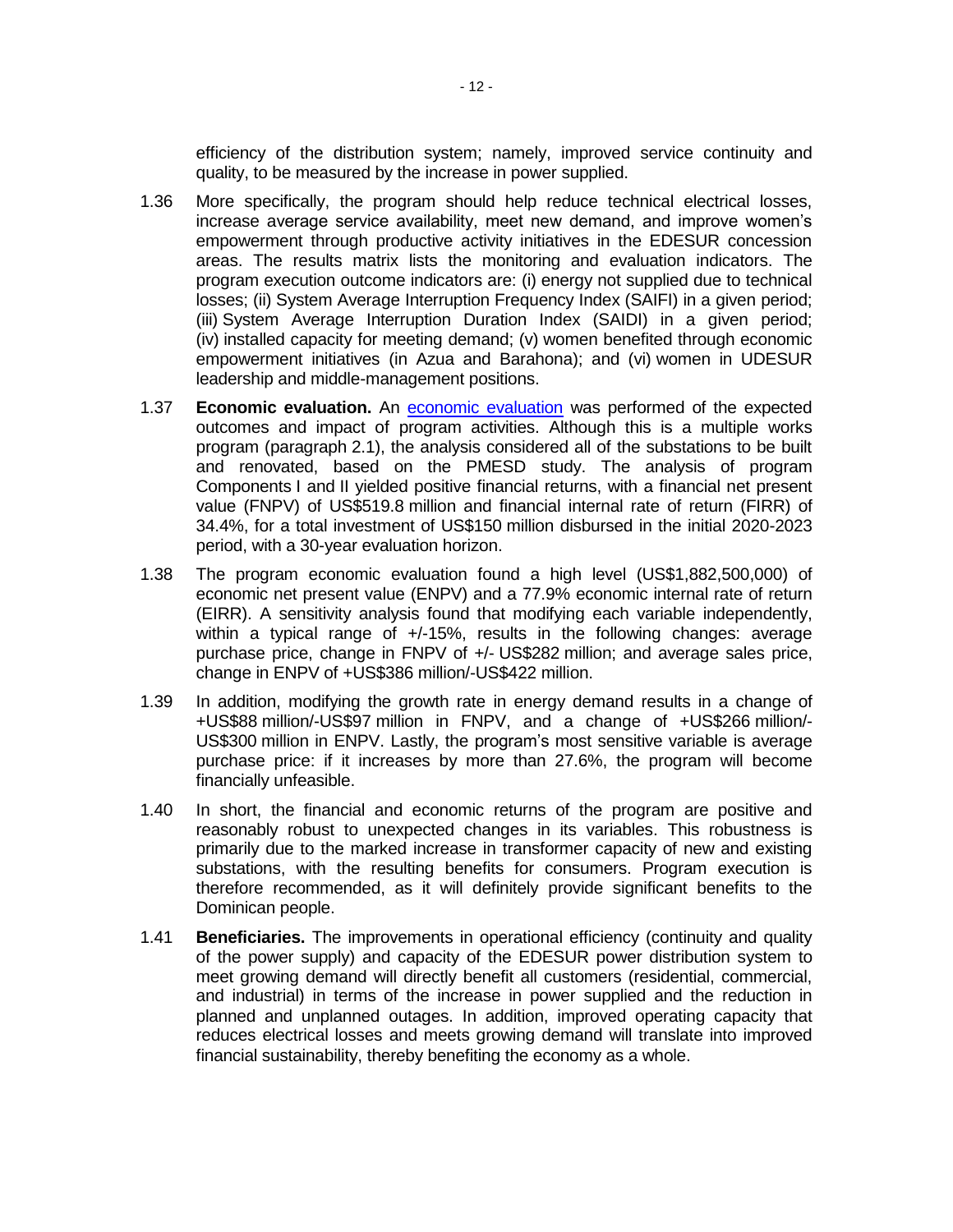efficiency of the distribution system; namely, improved service continuity and quality, to be measured by the increase in power supplied.

1.36 More specifically, the program should help reduce technical electrical losses, increase average service availability, meet new demand, and improve women's empowerment through productive activity initiatives in the EDESUR concession areas. The results matrix lists the monitoring and evaluation indicators. The program execution outcome indicators are: (i) energy not supplied due to technical losses; (ii) System Average Interruption Frequency Index (SAIFI) in a given period; (iii) System Average Interruption Duration Index (SAIDI) in a given period; (iv) installed capacity for meeting demand; (v) women benefited through economic empowerment initiatives (in Azua and Barahona); and (vi) women in UDESUR leadership and middle-management positions.

1.37 **Economic evaluation.** An economic evaluation was performed of the expected outcomes and impact of program activities. Although this is a multiple works program (paragraph 2.1), the analysis considered all of the substations to be built and renovated, based on the PMESD study. The analysis of program Components I and II yielded positive financial returns, with a financial net present value (FNPV) of US$519.8 million and financial internal rate of return (FIRR) of 34.4%, for a total investment of US$150 million disbursed in the initial 2020-2023 period, with a 30-year evaluation horizon.

1.38 The program economic evaluation found a high level (US$1,882,500,000) of economic net present value (ENPV) and a 77.9% economic internal rate of return (EIRR). A sensitivity analysis found that modifying each variable independently, within a typical range of +/-15%, results in the following changes: average purchase price, change in FNPV of +/- US$282 million; and average sales price, change in ENPV of +US$386 million/-US$422 million.

1.39 In addition, modifying the growth rate in energy demand results in a change of +US$88 million/-US$97 million in FNPV, and a change of +US$266 million/-US$300 million in ENPV. Lastly, the program's most sensitive variable is average purchase price: if it increases by more than 27.6%, the program will become financially unfeasible.

1.40 In short, the financial and economic returns of the program are positive and reasonably robust to unexpected changes in its variables. This robustness is primarily due to the marked increase in transformer capacity of new and existing substations, with the resulting benefits for consumers. Program execution is therefore recommended, as it will definitely provide significant benefits to the Dominican people.

1.41 **Beneficiaries.** The improvements in operational efficiency (continuity and quality of the power supply) and capacity of the EDESUR power distribution system to meet growing demand will directly benefit all customers (residential, commercial, and industrial) in terms of the increase in power supplied and the reduction in planned and unplanned outages. In addition, improved operating capacity that reduces electrical losses and meets growing demand will translate into improved financial sustainability, thereby benefiting the economy as a whole.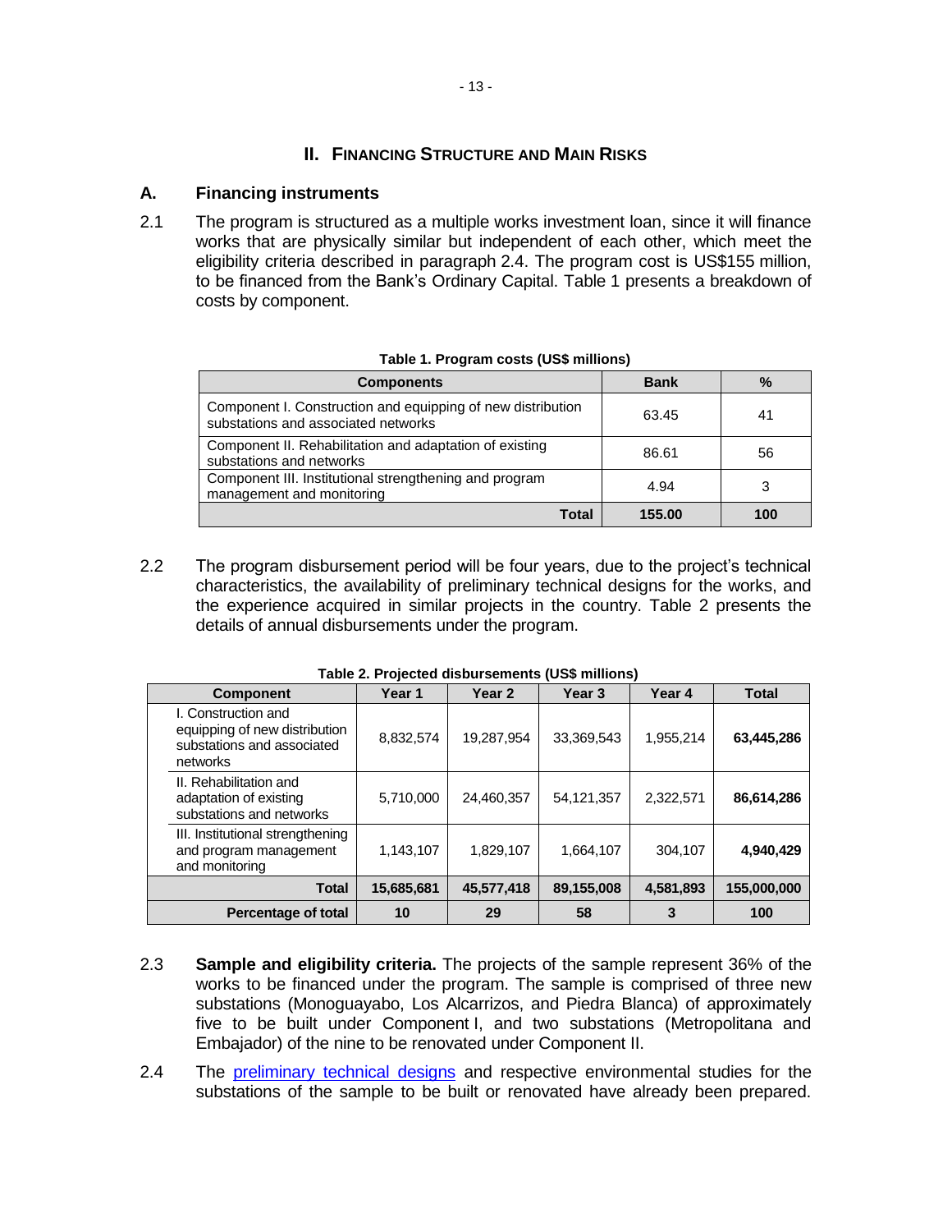## II. Financing Structure and Main Risks

### A. Financing instruments

2.1 The program is structured as a multiple works investment loan, since it will finance works that are physically similar but independent of each other, which meet the eligibility criteria described in paragraph 2.4. The program cost is US$155 million, to be financed from the Bank's Ordinary Capital. Table 1 presents a breakdown of costs by component.

**Table 1. Program costs (US$ millions)**

| Components | Bank | % |
|---|---|---|
| Component I. Construction and equipping of new distribution substations and associated networks | 63.45 | 41 |
| Component II. Rehabilitation and adaptation of existing substations and networks | 86.61 | 56 |
| Component III. Institutional strengthening and program management and monitoring | 4.94 | 3 |
| **Total** | **155.00** | **100** |

2.2 The program disbursement period will be four years, due to the project's technical characteristics, the availability of preliminary technical designs for the works, and the experience acquired in similar projects in the country. Table 2 presents the details of annual disbursements under the program.

**Table 2. Projected disbursements (US$ millions)**

| Component | Year 1 | Year 2 | Year 3 | Year 4 | Total |
|---|---|---|---|---|---|
| I. Construction and equipping of new distribution substations and associated networks | 8,832,574 | 19,287,954 | 33,369,543 | 1,955,214 | **63,445,286** |
| II. Rehabilitation and adaptation of existing substations and networks | 5,710,000 | 24,460,357 | 54,121,357 | 2,322,571 | **86,614,286** |
| III. Institutional strengthening and program management and monitoring | 1,143,107 | 1,829,107 | 1,664,107 | 304,107 | **4,940,429** |
| **Total** | **15,685,681** | **45,577,418** | **89,155,008** | **4,581,893** | **155,000,000** |
| **Percentage of total** | **10** | **29** | **58** | **3** | **100** |

2.3 **Sample and eligibility criteria.** The projects of the sample represent 36% of the works to be financed under the program. The sample is comprised of three new substations (Monoguayabo, Los Alcarrizos, and Piedra Blanca) of approximately five to be built under Component I, and two substations (Metropolitana and Embajador) of the nine to be renovated under Component II.

2.4 The preliminary technical designs and respective environmental studies for the substations of the sample to be built or renovated have already been prepared.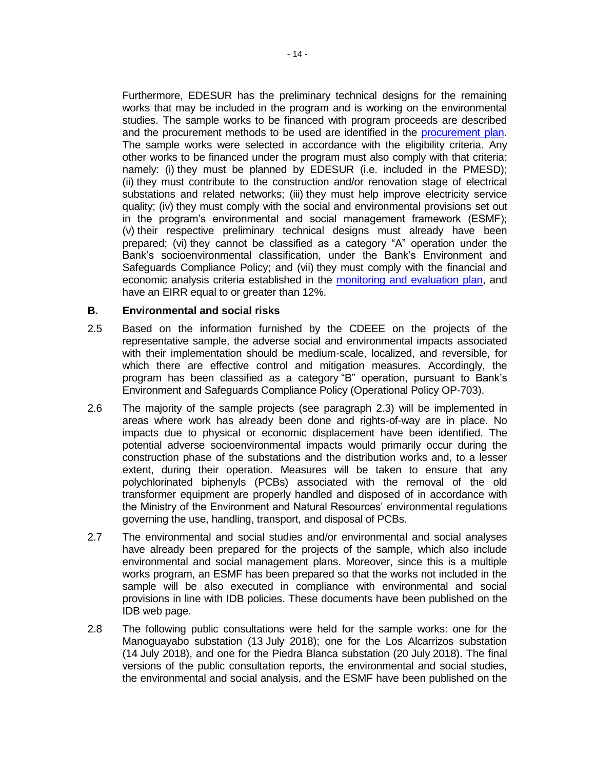Furthermore, EDESUR has the preliminary technical designs for the remaining works that may be included in the program and is working on the environmental studies. The sample works to be financed with program proceeds are described and the procurement methods to be used are identified in the procurement plan. The sample works were selected in accordance with the eligibility criteria. Any other works to be financed under the program must also comply with that criteria; namely: (i) they must be planned by EDESUR (i.e. included in the PMESD); (ii) they must contribute to the construction and/or renovation stage of electrical substations and related networks; (iii) they must help improve electricity service quality; (iv) they must comply with the social and environmental provisions set out in the program's environmental and social management framework (ESMF); (v) their respective preliminary technical designs must already have been prepared; (vi) they cannot be classified as a category "A" operation under the Bank's socioenvironmental classification, under the Bank's Environment and Safeguards Compliance Policy; and (vii) they must comply with the financial and economic analysis criteria established in the monitoring and evaluation plan, and have an EIRR equal to or greater than 12%.

### B. Environmental and social risks

2.5 Based on the information furnished by the CDEEE on the projects of the representative sample, the adverse social and environmental impacts associated with their implementation should be medium-scale, localized, and reversible, for which there are effective control and mitigation measures. Accordingly, the program has been classified as a category "B" operation, pursuant to Bank's Environment and Safeguards Compliance Policy (Operational Policy OP-703).

2.6 The majority of the sample projects (see paragraph 2.3) will be implemented in areas where work has already been done and rights-of-way are in place. No impacts due to physical or economic displacement have been identified. The potential adverse socioenvironmental impacts would primarily occur during the construction phase of the substations and the distribution works and, to a lesser extent, during their operation. Measures will be taken to ensure that any polychlorinated biphenyls (PCBs) associated with the removal of the old transformer equipment are properly handled and disposed of in accordance with the Ministry of the Environment and Natural Resources' environmental regulations governing the use, handling, transport, and disposal of PCBs.

2.7 The environmental and social studies and/or environmental and social analyses have already been prepared for the projects of the sample, which also include environmental and social management plans. Moreover, since this is a multiple works program, an ESMF has been prepared so that the works not included in the sample will be also executed in compliance with environmental and social provisions in line with IDB policies. These documents have been published on the IDB web page.

2.8 The following public consultations were held for the sample works: one for the Manoguayabo substation (13 July 2018); one for the Los Alcarrizos substation (14 July 2018), and one for the Piedra Blanca substation (20 July 2018). The final versions of the public consultation reports, the environmental and social studies, the environmental and social analysis, and the ESMF have been published on the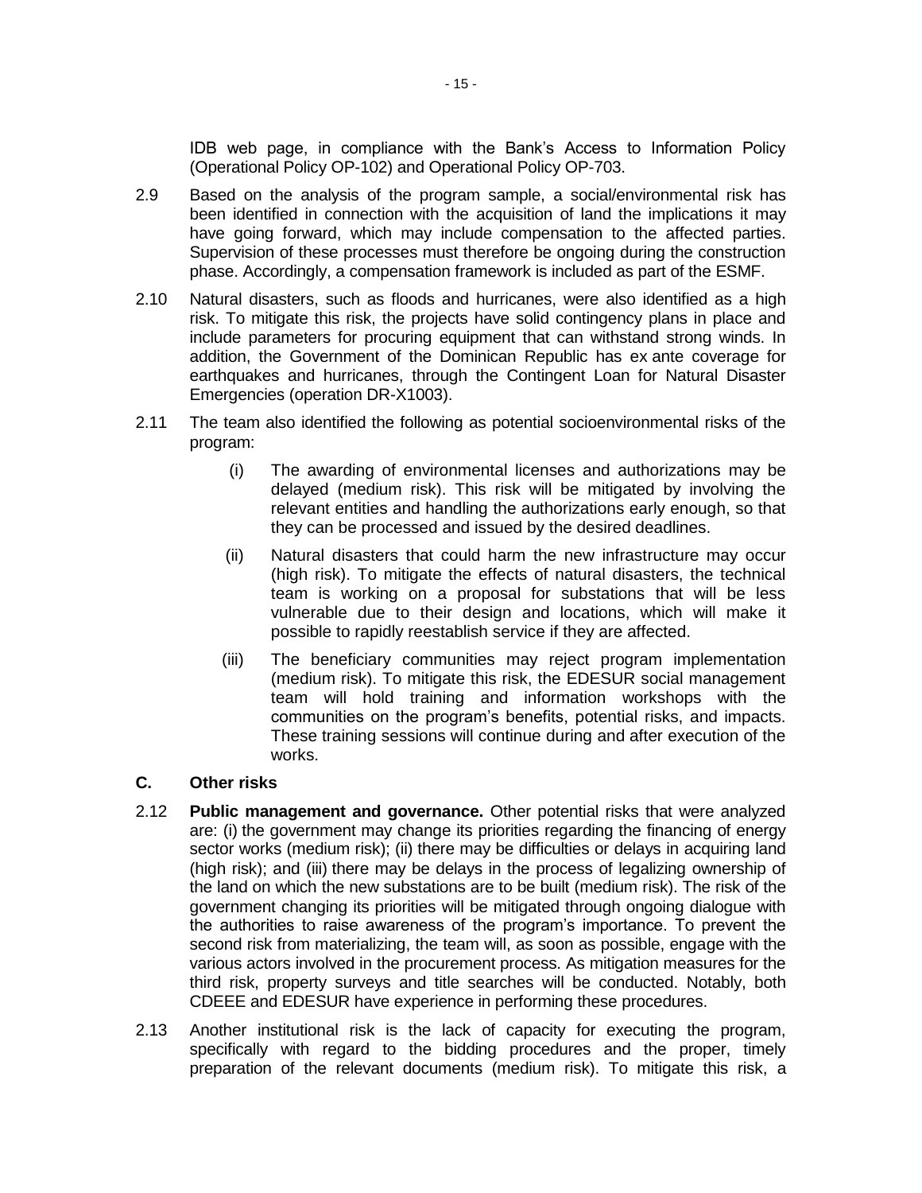IDB web page, in compliance with the Bank's Access to Information Policy (Operational Policy OP-102) and Operational Policy OP-703.

2.9 Based on the analysis of the program sample, a social/environmental risk has been identified in connection with the acquisition of land the implications it may have going forward, which may include compensation to the affected parties. Supervision of these processes must therefore be ongoing during the construction phase. Accordingly, a compensation framework is included as part of the ESMF.

2.10 Natural disasters, such as floods and hurricanes, were also identified as a high risk. To mitigate this risk, the projects have solid contingency plans in place and include parameters for procuring equipment that can withstand strong winds. In addition, the Government of the Dominican Republic has ex ante coverage for earthquakes and hurricanes, through the Contingent Loan for Natural Disaster Emergencies (operation DR-X1003).

2.11 The team also identified the following as potential socioenvironmental risks of the program:

(i) The awarding of environmental licenses and authorizations may be delayed (medium risk). This risk will be mitigated by involving the relevant entities and handling the authorizations early enough, so that they can be processed and issued by the desired deadlines.

(ii) Natural disasters that could harm the new infrastructure may occur (high risk). To mitigate the effects of natural disasters, the technical team is working on a proposal for substations that will be less vulnerable due to their design and locations, which will make it possible to rapidly reestablish service if they are affected.

(iii) The beneficiary communities may reject program implementation (medium risk). To mitigate this risk, the EDESUR social management team will hold training and information workshops with the communities on the program's benefits, potential risks, and impacts. These training sessions will continue during and after execution of the works.

## C. Other risks

2.12 **Public management and governance.** Other potential risks that were analyzed are: (i) the government may change its priorities regarding the financing of energy sector works (medium risk); (ii) there may be difficulties or delays in acquiring land (high risk); and (iii) there may be delays in the process of legalizing ownership of the land on which the new substations are to be built (medium risk). The risk of the government changing its priorities will be mitigated through ongoing dialogue with the authorities to raise awareness of the program's importance. To prevent the second risk from materializing, the team will, as soon as possible, engage with the various actors involved in the procurement process. As mitigation measures for the third risk, property surveys and title searches will be conducted. Notably, both CDEEE and EDESUR have experience in performing these procedures.

2.13 Another institutional risk is the lack of capacity for executing the program, specifically with regard to the bidding procedures and the proper, timely preparation of the relevant documents (medium risk). To mitigate this risk, a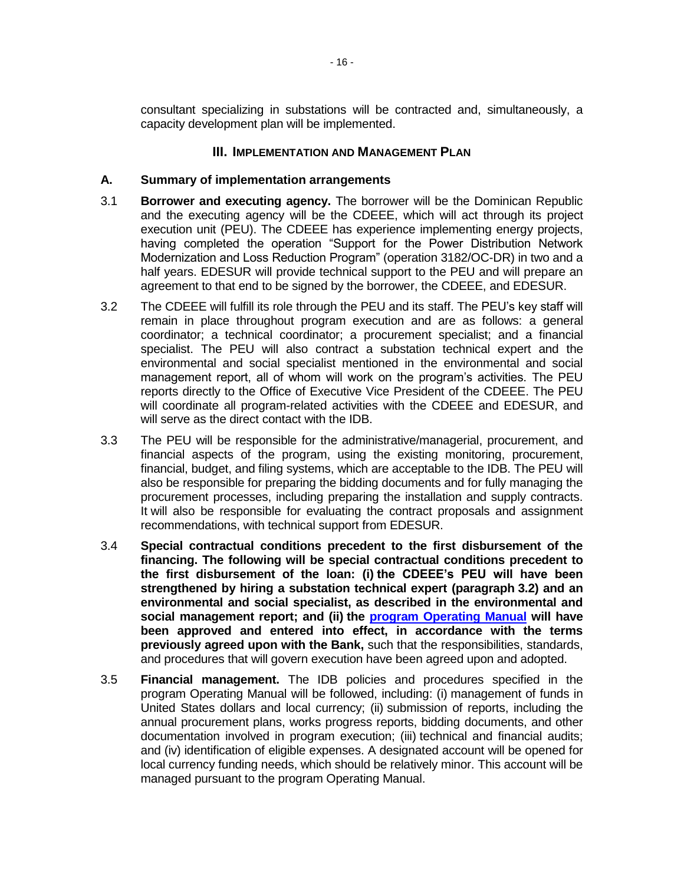consultant specializing in substations will be contracted and, simultaneously, a capacity development plan will be implemented.

## III. Implementation and Management Plan

### A. Summary of implementation arrangements

3.1 **Borrower and executing agency.** The borrower will be the Dominican Republic and the executing agency will be the CDEEE, which will act through its project execution unit (PEU). The CDEEE has experience implementing energy projects, having completed the operation "Support for the Power Distribution Network Modernization and Loss Reduction Program" (operation 3182/OC-DR) in two and a half years. EDESUR will provide technical support to the PEU and will prepare an agreement to that end to be signed by the borrower, the CDEEE, and EDESUR.

3.2 The CDEEE will fulfill its role through the PEU and its staff. The PEU's key staff will remain in place throughout program execution and are as follows: a general coordinator; a technical coordinator; a procurement specialist; and a financial specialist. The PEU will also contract a substation technical expert and the environmental and social specialist mentioned in the environmental and social management report, all of whom will work on the program's activities. The PEU reports directly to the Office of Executive Vice President of the CDEEE. The PEU will coordinate all program-related activities with the CDEEE and EDESUR, and will serve as the direct contact with the IDB.

3.3 The PEU will be responsible for the administrative/managerial, procurement, and financial aspects of the program, using the existing monitoring, procurement, financial, budget, and filing systems, which are acceptable to the IDB. The PEU will also be responsible for preparing the bidding documents and for fully managing the procurement processes, including preparing the installation and supply contracts. It will also be responsible for evaluating the contract proposals and assignment recommendations, with technical support from EDESUR.

3.4 **Special contractual conditions precedent to the first disbursement of the financing. The following will be special contractual conditions precedent to the first disbursement of the loan: (i) the CDEEE's PEU will have been strengthened by hiring a substation technical expert (paragraph 3.2) and an environmental and social specialist, as described in the environmental and social management report; and (ii) the program Operating Manual will have been approved and entered into effect, in accordance with the terms previously agreed upon with the Bank,** such that the responsibilities, standards, and procedures that will govern execution have been agreed upon and adopted.

3.5 **Financial management.** The IDB policies and procedures specified in the program Operating Manual will be followed, including: (i) management of funds in United States dollars and local currency; (ii) submission of reports, including the annual procurement plans, works progress reports, bidding documents, and other documentation involved in program execution; (iii) technical and financial audits; and (iv) identification of eligible expenses. A designated account will be opened for local currency funding needs, which should be relatively minor. This account will be managed pursuant to the program Operating Manual.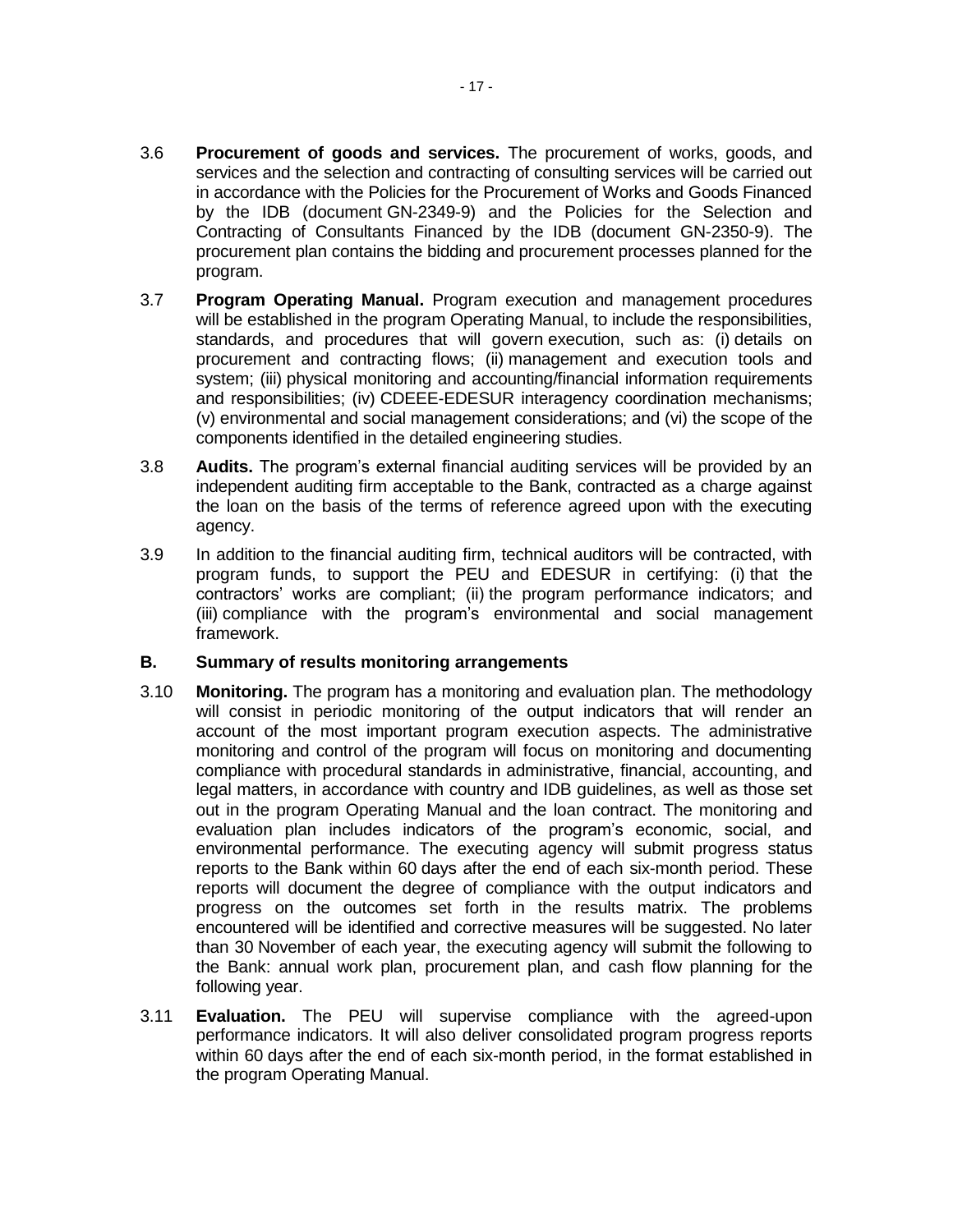3.6 **Procurement of goods and services.** The procurement of works, goods, and services and the selection and contracting of consulting services will be carried out in accordance with the Policies for the Procurement of Works and Goods Financed by the IDB (document GN-2349-9) and the Policies for the Selection and Contracting of Consultants Financed by the IDB (document GN-2350-9). The procurement plan contains the bidding and procurement processes planned for the program.

3.7 **Program Operating Manual.** Program execution and management procedures will be established in the program Operating Manual, to include the responsibilities, standards, and procedures that will govern execution, such as: (i) details on procurement and contracting flows; (ii) management and execution tools and system; (iii) physical monitoring and accounting/financial information requirements and responsibilities; (iv) CDEEE-EDESUR interagency coordination mechanisms; (v) environmental and social management considerations; and (vi) the scope of the components identified in the detailed engineering studies.

3.8 **Audits.** The program's external financial auditing services will be provided by an independent auditing firm acceptable to the Bank, contracted as a charge against the loan on the basis of the terms of reference agreed upon with the executing agency.

3.9 In addition to the financial auditing firm, technical auditors will be contracted, with program funds, to support the PEU and EDESUR in certifying: (i) that the contractors' works are compliant; (ii) the program performance indicators; and (iii) compliance with the program's environmental and social management framework.

## B. Summary of results monitoring arrangements

3.10 **Monitoring.** The program has a monitoring and evaluation plan. The methodology will consist in periodic monitoring of the output indicators that will render an account of the most important program execution aspects. The administrative monitoring and control of the program will focus on monitoring and documenting compliance with procedural standards in administrative, financial, accounting, and legal matters, in accordance with country and IDB guidelines, as well as those set out in the program Operating Manual and the loan contract. The monitoring and evaluation plan includes indicators of the program's economic, social, and environmental performance. The executing agency will submit progress status reports to the Bank within 60 days after the end of each six-month period. These reports will document the degree of compliance with the output indicators and progress on the outcomes set forth in the results matrix. The problems encountered will be identified and corrective measures will be suggested. No later than 30 November of each year, the executing agency will submit the following to the Bank: annual work plan, procurement plan, and cash flow planning for the following year.

3.11 **Evaluation.** The PEU will supervise compliance with the agreed-upon performance indicators. It will also deliver consolidated program progress reports within 60 days after the end of each six-month period, in the format established in the program Operating Manual.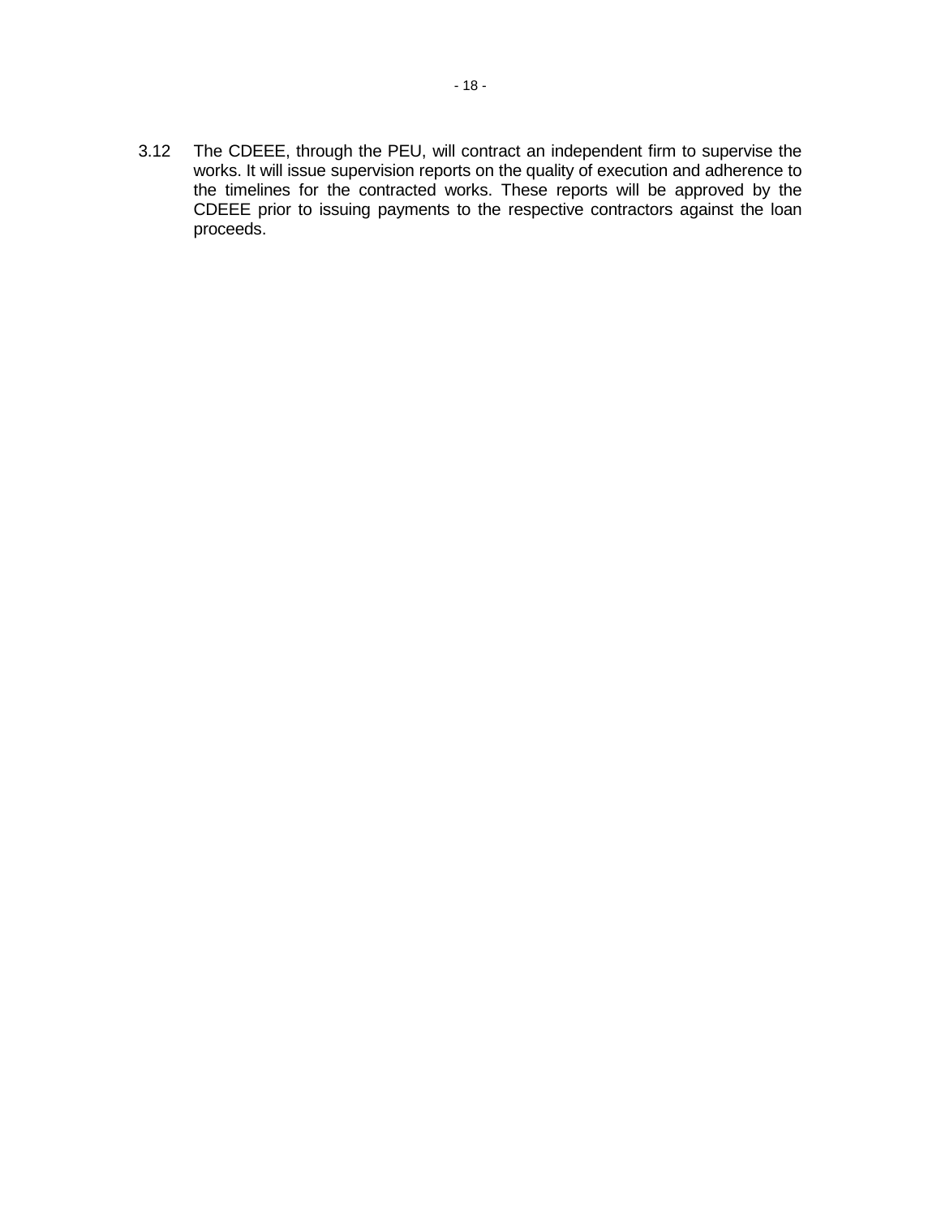3.12 The CDEEE, through the PEU, will contract an independent firm to supervise the works. It will issue supervision reports on the quality of execution and adherence to the timelines for the contracted works. These reports will be approved by the CDEEE prior to issuing payments to the respective contractors against the loan proceeds.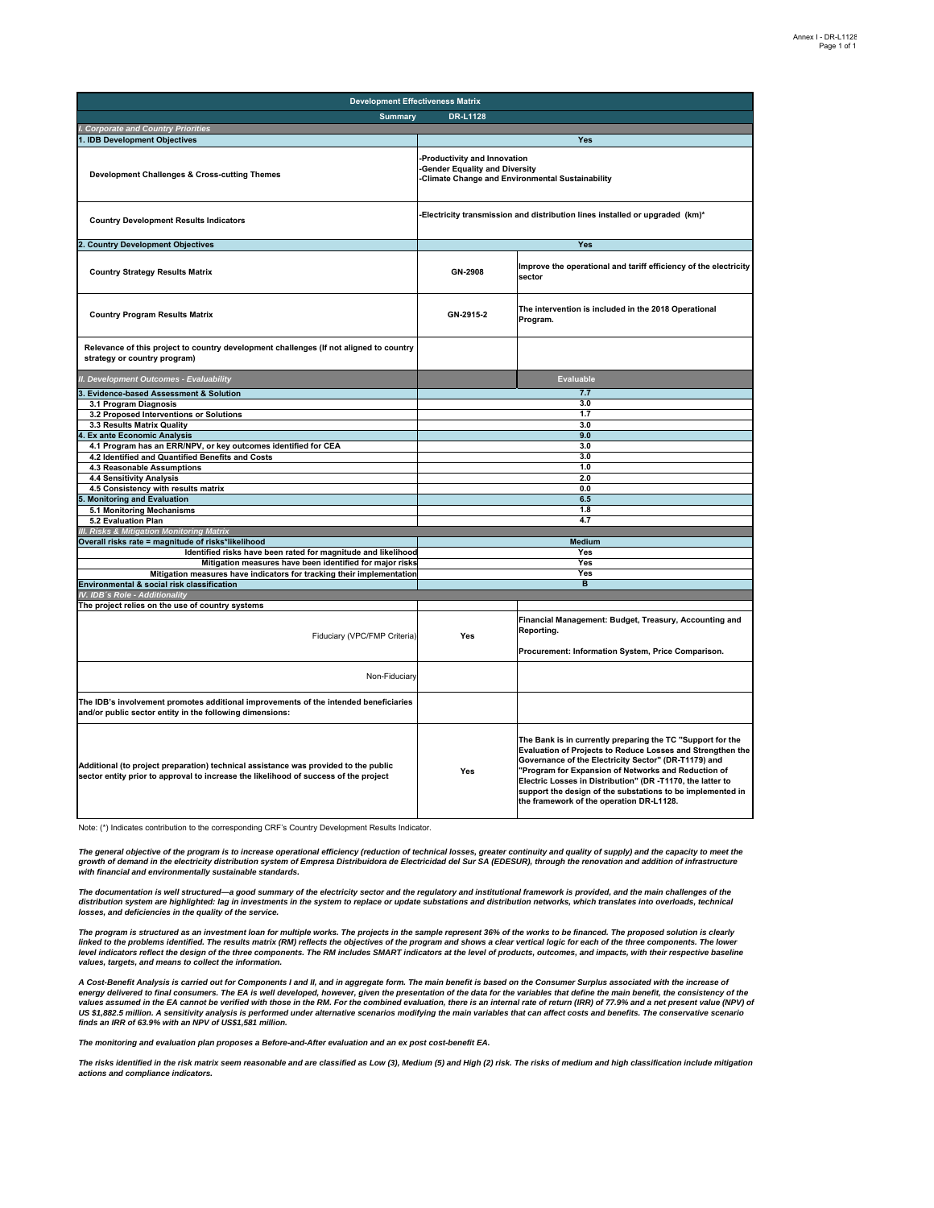| Development Effectiveness Matrix | | |
|---|---|---|
| **Summary** | **DR-L1128** | |
| ***I. Corporate and Country Priorities*** | | |
| **1. IDB Development Objectives** | **Yes** | |
| **Development Challenges & Cross-cutting Themes** | -Productivity and Innovation<br>-Gender Equality and Diversity<br>-Climate Change and Environmental Sustainability | |
| **Country Development Results Indicators** | -Electricity transmission and distribution lines installed or upgraded (km)* | |
| **2. Country Development Objectives** | **Yes** | |
| **Country Strategy Results Matrix** | GN-2908 | Improve the operational and tariff efficiency of the electricity sector |
| **Country Program Results Matrix** | GN-2915-2 | The intervention is included in the 2018 Operational Program. |
| **Relevance of this project to country development challenges (If not aligned to country strategy or country program)** | | |
| ***II. Development Outcomes - Evaluability*** | | **Evaluable** |
| **3. Evidence-based Assessment & Solution** | 7.7 | |
| 3.1 Program Diagnosis | 3.0 | |
| 3.2 Proposed Interventions or Solutions | 1.7 | |
| 3.3 Results Matrix Quality | 3.0 | |
| **4. Ex ante Economic Analysis** | 9.0 | |
| 4.1 Program has an ERR/NPV, or key outcomes identified for CEA | 3.0 | |
| 4.2 Identified and Quantified Benefits and Costs | 3.0 | |
| 4.3 Reasonable Assumptions | 1.0 | |
| 4.4 Sensitivity Analysis | 2.0 | |
| 4.5 Consistency with results matrix | 0.0 | |
| **5. Monitoring and Evaluation** | 6.5 | |
| 5.1 Monitoring Mechanisms | 1.8 | |
| 5.2 Evaluation Plan | 4.7 | |
| ***III. Risks & Mitigation Monitoring Matrix*** | | |
| **Overall risks rate = magnitude of risks*likelihood** | Medium | |
| Identified risks have been rated for magnitude and likelihood | Yes | |
| Mitigation measures have been identified for major risks | Yes | |
| Mitigation measures have indicators for tracking their implementation | Yes | |
| **Environmental & social risk classification** | B | |
| ***IV. IDB´s Role - Additionality*** | | |
| **The project relies on the use of country systems** | | |
| Fiduciary (VPC/FMP Criteria) | Yes | Financial Management: Budget, Treasury, Accounting and Reporting.<br><br>Procurement: Information System, Price Comparison. |
| Non-Fiduciary | | |
| **The IDB's involvement promotes additional improvements of the intended beneficiaries and/or public sector entity in the following dimensions:** | | |
| **Additional (to project preparation) technical assistance was provided to the public sector entity prior to approval to increase the likelihood of success of the project** | Yes | The Bank is in currently preparing the TC "Support for the Evaluation of Projects to Reduce Losses and Strengthen the Governance of the Electricity Sector" (DR-T1179) and "Program for Expansion of Networks and Reduction of Electric Losses in Distribution" (DR -T1170, the latter to support the design of the substations to be implemented in the framework of the operation DR-L1128. |

Note: (*) Indicates contribution to the corresponding CRF's Country Development Results Indicator.

***The general objective of the program is to increase operational efficiency (reduction of technical losses, greater continuity and quality of supply) and the capacity to meet the growth of demand in the electricity distribution system of Empresa Distribuidora de Electricidad del Sur SA (EDESUR), through the renovation and addition of infrastructure with financial and environmentally sustainable standards.***

***The documentation is well structured—a good summary of the electricity sector and the regulatory and institutional framework is provided, and the main challenges of the distribution system are highlighted: lag in investments in the system to replace or update substations and distribution networks, which translates into overloads, technical losses, and deficiencies in the quality of the service.***

***The program is structured as an investment loan for multiple works. The projects in the sample represent 36% of the works to be financed. The proposed solution is clearly linked to the problems identified. The results matrix (RM) reflects the objectives of the program and shows a clear vertical logic for each of the three components. The lower level indicators reflect the design of the three components. The RM includes SMART indicators at the level of products, outcomes, and impacts, with their respective baseline values, targets, and means to collect the information.***

***A Cost-Benefit Analysis is carried out for Components I and II, and in aggregate form. The main benefit is based on the Consumer Surplus associated with the increase of energy delivered to final consumers. The EA is well developed, however, given the presentation of the data for the variables that define the main benefit, the consistency of the values assumed in the EA cannot be verified with those in the RM. For the combined evaluation, there is an internal rate of return (IRR) of 77.9% and a net present value (NPV) of US $1,882.5 million. A sensitivity analysis is performed under alternative scenarios modifying the main variables that can affect costs and benefits. The conservative scenario finds an IRR of 63.9% with an NPV of US$1,581 million.***

***The monitoring and evaluation plan proposes a Before-and-After evaluation and an ex post cost-benefit EA.***

***The risks identified in the risk matrix seem reasonable and are classified as Low (3), Medium (5) and High (2) risk. The risks of medium and high classification include mitigation actions and compliance indicators.***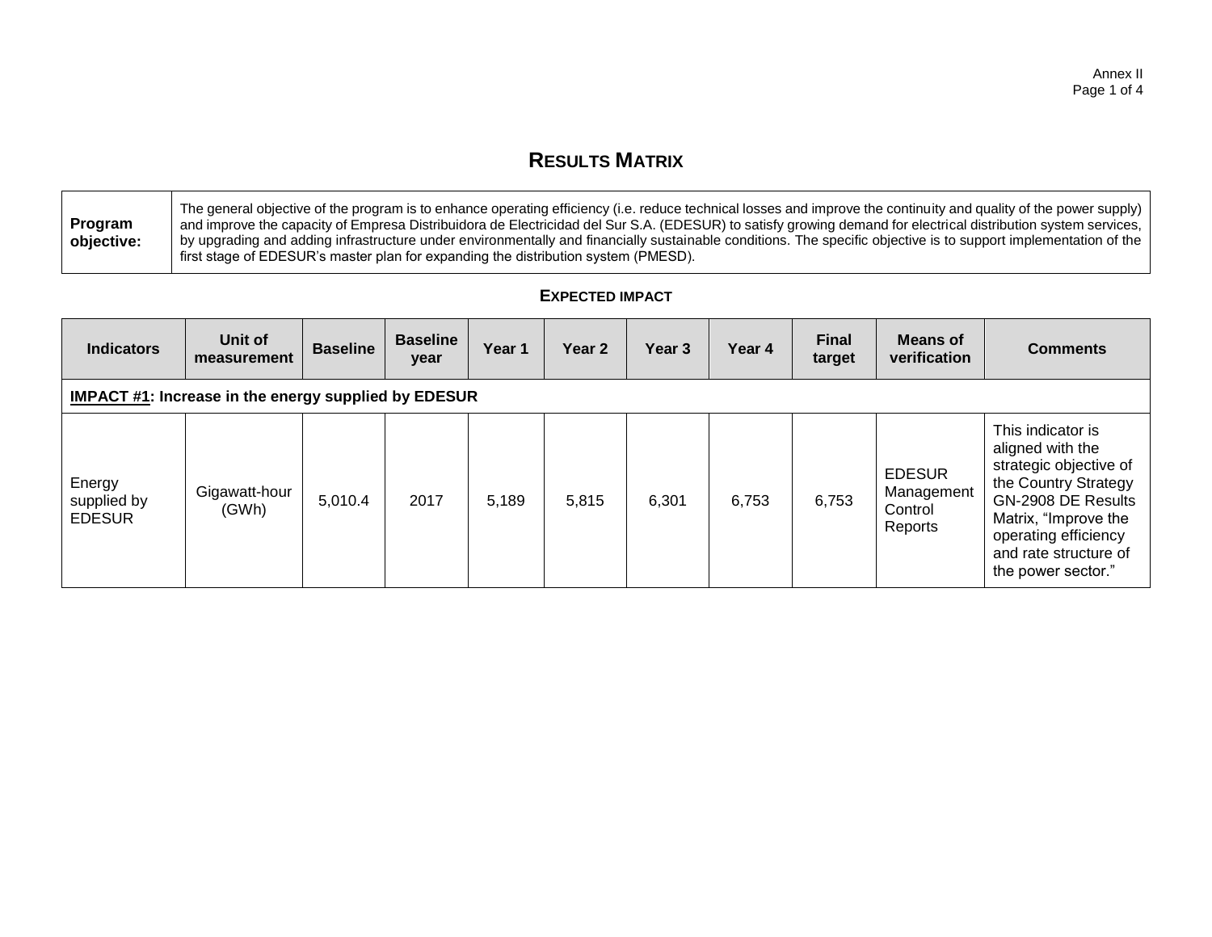# Results Matrix

| **Program objective:** | The general objective of the program is to enhance operating efficiency (i.e. reduce technical losses and improve the continuity and quality of the power supply) and improve the capacity of Empresa Distribuidora de Electricidad del Sur S.A. (EDESUR) to satisfy growing demand for electrical distribution system services, by upgrading and adding infrastructure under environmentally and financially sustainable conditions. The specific objective is to support implementation of the first stage of EDESUR's master plan for expanding the distribution system (PMESD). |
|---|---|

## Expected Impact

| Indicators | Unit of measurement | Baseline | Baseline year | Year 1 | Year 2 | Year 3 | Year 4 | Final target | Means of verification | Comments |
|---|---|---|---|---|---|---|---|---|---|---|
| **IMPACT #1: Increase in the energy supplied by EDESUR** | | | | | | | | | | |
| Energy supplied by EDESUR | Gigawatt-hour (GWh) | 5,010.4 | 2017 | 5,189 | 5,815 | 6,301 | 6,753 | 6,753 | EDESUR Management Control Reports | This indicator is aligned with the strategic objective of the Country Strategy GN-2908 DE Results Matrix, "Improve the operating efficiency and rate structure of the power sector." |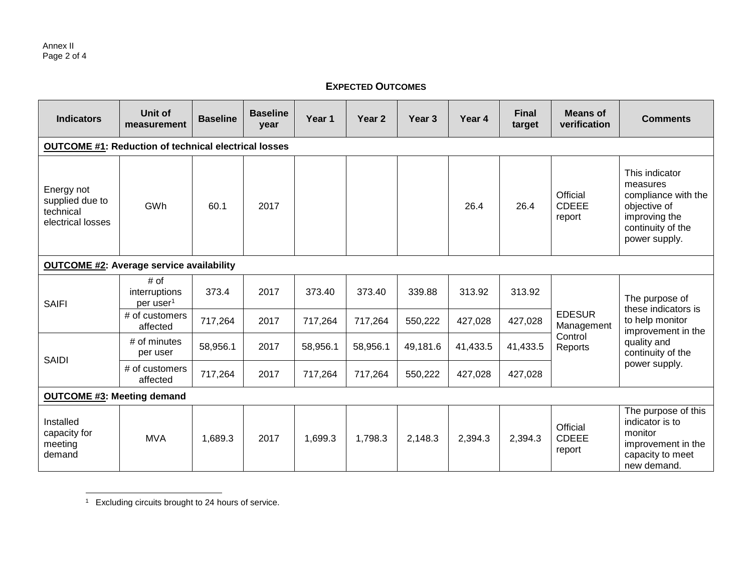Annex II

## EXPECTED OUTCOMES

| Indicators | | Unit of measurement | Baseline | Baseline year | Year 1 | Year 2 | Year 3 | Year 4 | Final target | Means of verification | Comments |
|---|---|---|---|---|---|---|---|---|---|---|---|
| **OUTCOME #1: Reduction of technical electrical losses** | | | | | | | | | | | |
| Energy not supplied due to technical electrical losses | | GWh | 60.1 | 2017 | | | | 26.4 | 26.4 | Official CDEEE report | This indicator measures compliance with the objective of improving the continuity of the power supply. |
| **OUTCOME #2: Average service availability** | | | | | | | | | | | |
| SAIFI | | # of interruptions per user[1] | 373.4 | 2017 | 373.40 | 373.40 | 339.88 | 313.92 | 313.92 | EDESUR Management Control Reports | The purpose of these indicators is to help monitor improvement in the quality and continuity of the power supply. |
| | | # of customers affected | 717,264 | 2017 | 717,264 | 717,264 | 550,222 | 427,028 | 427,028 | | |
| SAIDI | | # of minutes per user | 58,956.1 | 2017 | 58,956.1 | 58,956.1 | 49,181.6 | 41,433.5 | 41,433.5 | | |
| | | # of customers affected | 717,264 | 2017 | 717,264 | 717,264 | 550,222 | 427,028 | 427,028 | | |
| **OUTCOME #3: Meeting demand** | | | | | | | | | | | |
| Installed capacity for meeting demand | | MVA | 1,689.3 | 2017 | 1,699.3 | 1,798.3 | 2,148.3 | 2,394.3 | 2,394.3 | Official CDEEE report | The purpose of this indicator is to monitor improvement in the capacity to meet new demand. |

[1] Excluding circuits brought to 24 hours of service.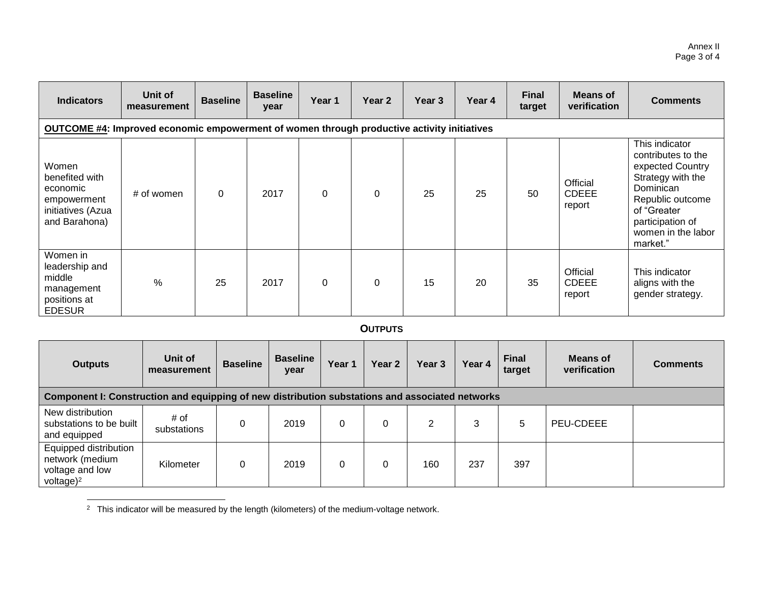| Indicators | Unit of measurement | Baseline | Baseline year | Year 1 | Year 2 | Year 3 | Year 4 | Final target | Means of verification | Comments |
|---|---|---|---|---|---|---|---|---|---|---|
| **OUTCOME #4: Improved economic empowerment of women through productive activity initiatives** | | | | | | | | | | |
| Women benefited with economic empowerment initiatives (Azua and Barahona) | # of women | 0 | 2017 | 0 | 0 | 25 | 25 | 50 | Official CDEEE report | This indicator contributes to the expected Country Strategy with the Dominican Republic outcome of "Greater participation of women in the labor market." |
| Women in leadership and middle management positions at EDESUR | % | 25 | 2017 | 0 | 0 | 15 | 20 | 35 | Official CDEEE report | This indicator aligns with the gender strategy. |

**OUTPUTS**

| Outputs | Unit of measurement | Baseline | Baseline year | Year 1 | Year 2 | Year 3 | Year 4 | Final target | Means of verification | Comments |
|---|---|---|---|---|---|---|---|---|---|---|
| **Component I: Construction and equipping of new distribution substations and associated networks** | | | | | | | | | | |
| New distribution substations to be built and equipped | # of substations | 0 | 2019 | 0 | 0 | 2 | 3 | 5 | PEU-CDEEE | |
| Equipped distribution network (medium voltage and low voltage)[2] | Kilometer | 0 | 2019 | 0 | 0 | 160 | 237 | 397 | | |

[2] This indicator will be measured by the length (kilometers) of the medium-voltage network.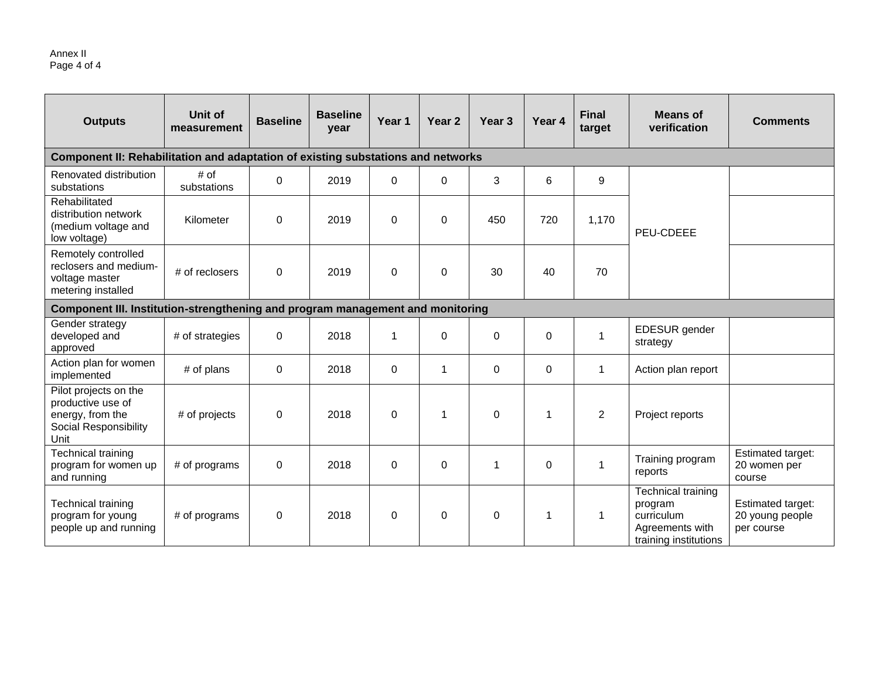Annex II

| Outputs | Unit of measurement | Baseline | Baseline year | Year 1 | Year 2 | Year 3 | Year 4 | Final target | Means of verification | Comments |
|---|---|---|---|---|---|---|---|---|---|---|
| **Component II: Rehabilitation and adaptation of existing substations and networks** | | | | | | | | | | |
| Renovated distribution substations | # of substations | 0 | 2019 | 0 | 0 | 3 | 6 | 9 | PEU-CDEEE | |
| Rehabilitated distribution network (medium voltage and low voltage) | Kilometer | 0 | 2019 | 0 | 0 | 450 | 720 | 1,170 | | |
| Remotely controlled reclosers and medium-voltage master metering installed | # of reclosers | 0 | 2019 | 0 | 0 | 30 | 40 | 70 | | |
| **Component III. Institution-strengthening and program management and monitoring** | | | | | | | | | | |
| Gender strategy developed and approved | # of strategies | 0 | 2018 | 1 | 0 | 0 | 0 | 1 | EDESUR gender strategy | |
| Action plan for women implemented | # of plans | 0 | 2018 | 0 | 1 | 0 | 0 | 1 | Action plan report | |
| Pilot projects on the productive use of energy, from the Social Responsibility Unit | # of projects | 0 | 2018 | 0 | 1 | 0 | 1 | 2 | Project reports | |
| Technical training program for women up and running | # of programs | 0 | 2018 | 0 | 0 | 1 | 0 | 1 | Training program reports | Estimated target: 20 women per course |
| Technical training program for young people up and running | # of programs | 0 | 2018 | 0 | 0 | 0 | 1 | 1 | Technical training program curriculum Agreements with training institutions | Estimated target: 20 young people per course |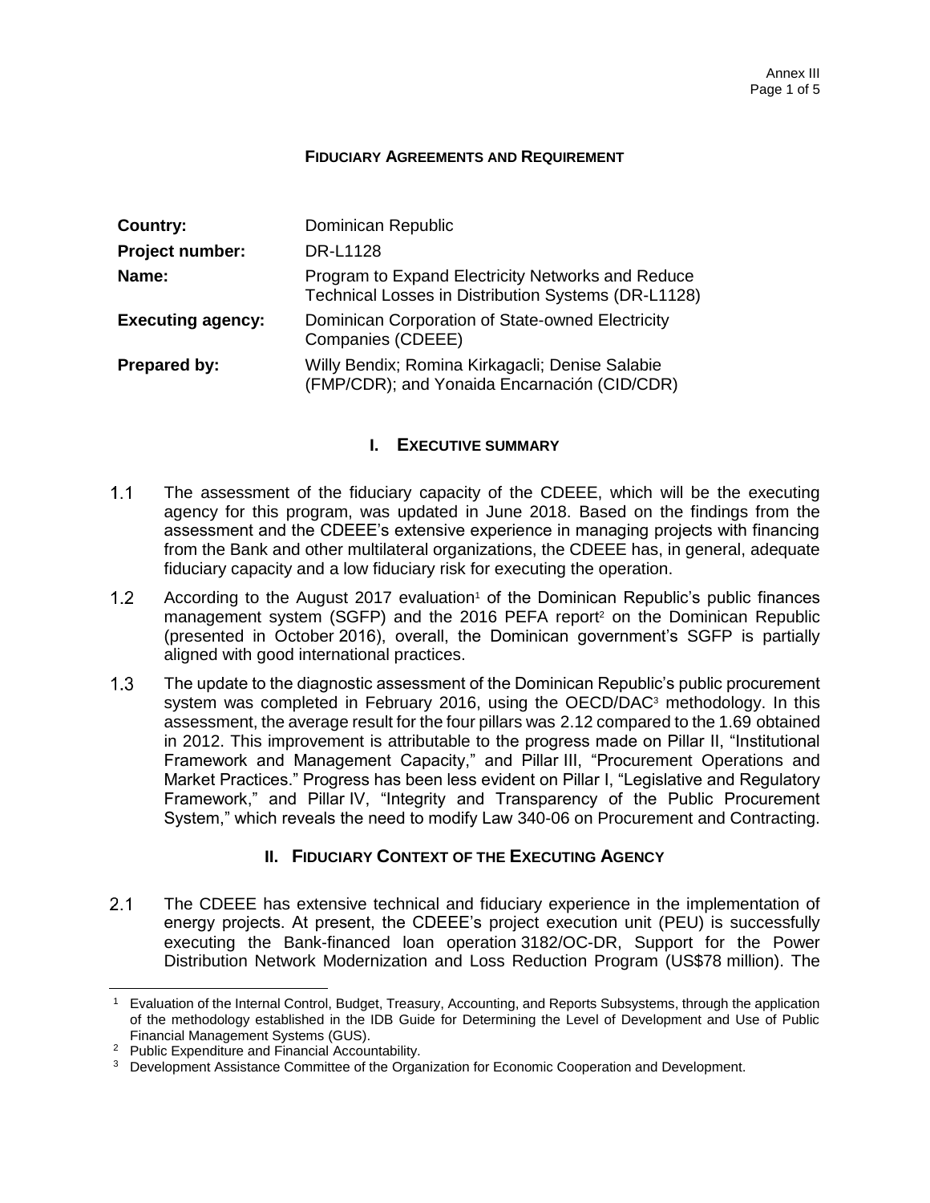# FIDUCIARY AGREEMENTS AND REQUIREMENT

| | |
|---|---|
| **Country:** | Dominican Republic |
| **Project number:** | DR-L1128 |
| **Name:** | Program to Expand Electricity Networks and Reduce Technical Losses in Distribution Systems (DR-L1128) |
| **Executing agency:** | Dominican Corporation of State-owned Electricity Companies (CDEEE) |
| **Prepared by:** | Willy Bendix; Romina Kirkagacli; Denise Salabie (FMP/CDR); and Yonaida Encarnación (CID/CDR) |

## I. EXECUTIVE SUMMARY

1.1 The assessment of the fiduciary capacity of the CDEEE, which will be the executing agency for this program, was updated in June 2018. Based on the findings from the assessment and the CDEEE's extensive experience in managing projects with financing from the Bank and other multilateral organizations, the CDEEE has, in general, adequate fiduciary capacity and a low fiduciary risk for executing the operation.

1.2 According to the August 2017 evaluation[1] of the Dominican Republic's public finances management system (SGFP) and the 2016 PEFA report[2] on the Dominican Republic (presented in October 2016), overall, the Dominican government's SGFP is partially aligned with good international practices.

1.3 The update to the diagnostic assessment of the Dominican Republic's public procurement system was completed in February 2016, using the OECD/DAC[3] methodology. In this assessment, the average result for the four pillars was 2.12 compared to the 1.69 obtained in 2012. This improvement is attributable to the progress made on Pillar II, "Institutional Framework and Management Capacity," and Pillar III, "Procurement Operations and Market Practices." Progress has been less evident on Pillar I, "Legislative and Regulatory Framework," and Pillar IV, "Integrity and Transparency of the Public Procurement System," which reveals the need to modify Law 340-06 on Procurement and Contracting.

## II. FIDUCIARY CONTEXT OF THE EXECUTING AGENCY

2.1 The CDEEE has extensive technical and fiduciary experience in the implementation of energy projects. At present, the CDEEE's project execution unit (PEU) is successfully executing the Bank-financed loan operation 3182/OC-DR, Support for the Power Distribution Network Modernization and Loss Reduction Program (US$78 million). The

---

[1] Evaluation of the Internal Control, Budget, Treasury, Accounting, and Reports Subsystems, through the application of the methodology established in the IDB Guide for Determining the Level of Development and Use of Public Financial Management Systems (GUS).

[2] Public Expenditure and Financial Accountability.

[3] Development Assistance Committee of the Organization for Economic Cooperation and Development.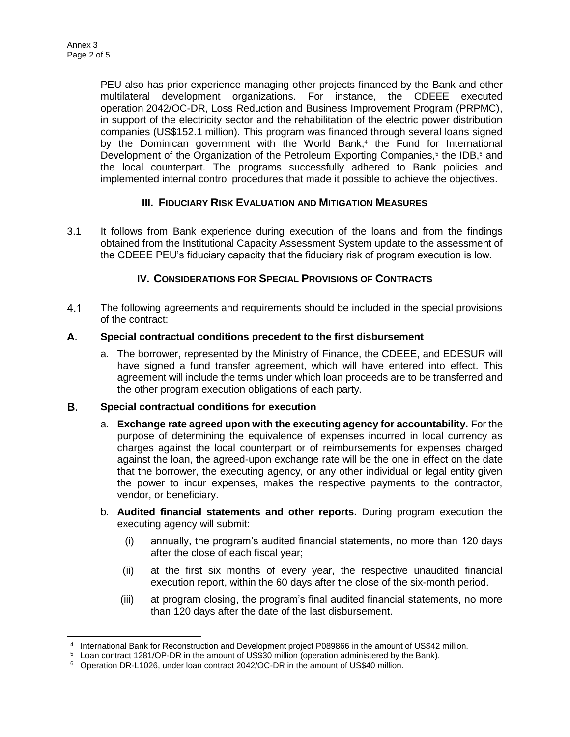PEU also has prior experience managing other projects financed by the Bank and other multilateral development organizations. For instance, the CDEEE executed operation 2042/OC-DR, Loss Reduction and Business Improvement Program (PRPMC), in support of the electricity sector and the rehabilitation of the electric power distribution companies (US$152.1 million). This program was financed through several loans signed by the Dominican government with the World Bank,[4] the Fund for International Development of the Organization of the Petroleum Exporting Companies,[5] the IDB,[6] and the local counterpart. The programs successfully adhered to Bank policies and implemented internal control procedures that made it possible to achieve the objectives.

## III. Fiduciary Risk Evaluation and Mitigation Measures

3.1 It follows from Bank experience during execution of the loans and from the findings obtained from the Institutional Capacity Assessment System update to the assessment of the CDEEE PEU's fiduciary capacity that the fiduciary risk of program execution is low.

## IV. Considerations for Special Provisions of Contracts

4.1 The following agreements and requirements should be included in the special provisions of the contract:

### A. Special contractual conditions precedent to the first disbursement

a. The borrower, represented by the Ministry of Finance, the CDEEE, and EDESUR will have signed a fund transfer agreement, which will have entered into effect. This agreement will include the terms under which loan proceeds are to be transferred and the other program execution obligations of each party.

### B. Special contractual conditions for execution

a. **Exchange rate agreed upon with the executing agency for accountability.** For the purpose of determining the equivalence of expenses incurred in local currency as charges against the local counterpart or of reimbursements for expenses charged against the loan, the agreed-upon exchange rate will be the one in effect on the date that the borrower, the executing agency, or any other individual or legal entity given the power to incur expenses, makes the respective payments to the contractor, vendor, or beneficiary.

b. **Audited financial statements and other reports.** During program execution the executing agency will submit:

   (i) annually, the program's audited financial statements, no more than 120 days after the close of each fiscal year;

   (ii) at the first six months of every year, the respective unaudited financial execution report, within the 60 days after the close of the six-month period.

   (iii) at program closing, the program's final audited financial statements, no more than 120 days after the date of the last disbursement.

---

[4] International Bank for Reconstruction and Development project P089866 in the amount of US$42 million.

[5] Loan contract 1281/OP-DR in the amount of US$30 million (operation administered by the Bank).

[6] Operation DR-L1026, under loan contract 2042/OC-DR in the amount of US$40 million.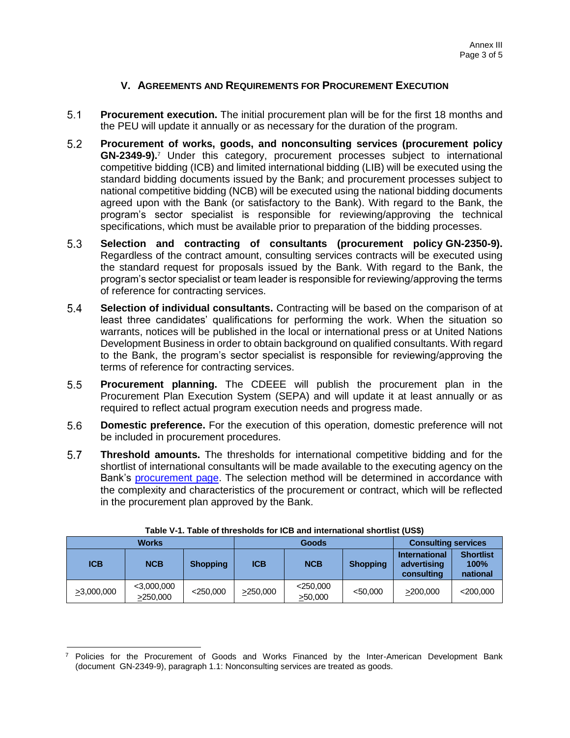## V. Agreements and Requirements for Procurement Execution

5.1 **Procurement execution.** The initial procurement plan will be for the first 18 months and the PEU will update it annually or as necessary for the duration of the program.

5.2 **Procurement of works, goods, and nonconsulting services (procurement policy GN-2349-9).**[7] Under this category, procurement processes subject to international competitive bidding (ICB) and limited international bidding (LIB) will be executed using the standard bidding documents issued by the Bank; and procurement processes subject to national competitive bidding (NCB) will be executed using the national bidding documents agreed upon with the Bank (or satisfactory to the Bank). With regard to the Bank, the program's sector specialist is responsible for reviewing/approving the technical specifications, which must be available prior to preparation of the bidding processes.

5.3 **Selection and contracting of consultants (procurement policy GN-2350-9).** Regardless of the contract amount, consulting services contracts will be executed using the standard request for proposals issued by the Bank. With regard to the Bank, the program's sector specialist or team leader is responsible for reviewing/approving the terms of reference for contracting services.

5.4 **Selection of individual consultants.** Contracting will be based on the comparison of at least three candidates' qualifications for performing the work. When the situation so warrants, notices will be published in the local or international press or at United Nations Development Business in order to obtain background on qualified consultants. With regard to the Bank, the program's sector specialist is responsible for reviewing/approving the terms of reference for contracting services.

5.5 **Procurement planning.** The CDEEE will publish the procurement plan in the Procurement Plan Execution System (SEPA) and will update it at least annually or as required to reflect actual program execution needs and progress made.

5.6 **Domestic preference.** For the execution of this operation, domestic preference will not be included in procurement procedures.

5.7 **Threshold amounts.** The thresholds for international competitive bidding and for the shortlist of international consultants will be made available to the executing agency on the Bank's procurement page. The selection method will be determined in accordance with the complexity and characteristics of the procurement or contract, which will be reflected in the procurement plan approved by the Bank.

**Table V-1. Table of thresholds for ICB and international shortlist (US$)**

| Works | | | Goods | | | Consulting services | |
|---|---|---|---|---|---|---|---|
| ICB | NCB | Shopping | ICB | NCB | Shopping | International advertising consulting | Shortlist 100% national |
| ≥3,000,000 | <3,000,000 ≥250,000 | <250,000 | ≥250,000 | <250,000 ≥50,000 | <50,000 | ≥200,000 | <200,000 |

[7] Policies for the Procurement of Goods and Works Financed by the Inter-American Development Bank (document GN-2349-9), paragraph 1.1: Nonconsulting services are treated as goods.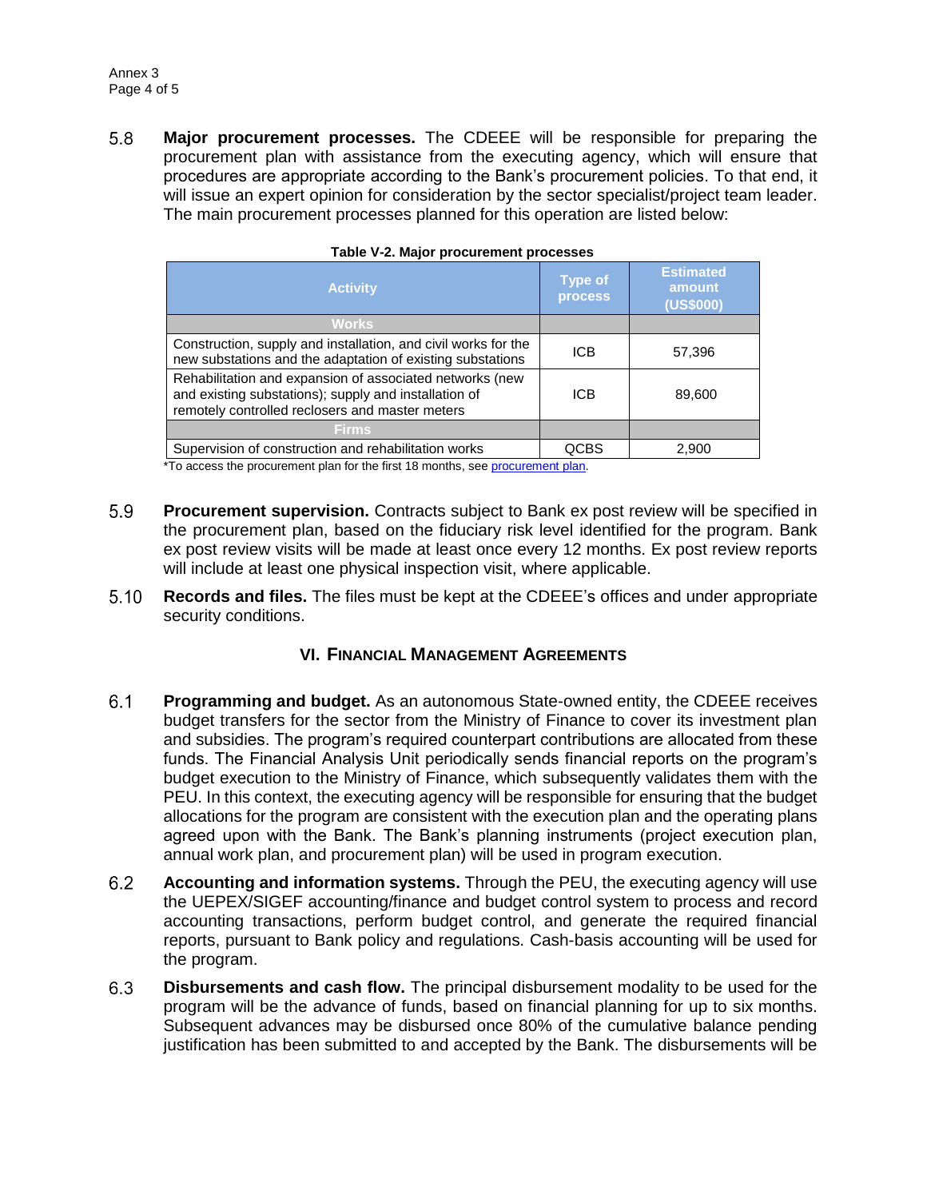5.8 **Major procurement processes.** The CDEEE will be responsible for preparing the procurement plan with assistance from the executing agency, which will ensure that procedures are appropriate according to the Bank's procurement policies. To that end, it will issue an expert opinion for consideration by the sector specialist/project team leader. The main procurement processes planned for this operation are listed below:

**Table V-2. Major procurement processes**

| Activity | Type of process | Estimated amount (US$000) |
|---|---|---|
| **Works** | | |
| Construction, supply and installation, and civil works for the new substations and the adaptation of existing substations | ICB | 57,396 |
| Rehabilitation and expansion of associated networks (new and existing substations); supply and installation of remotely controlled reclosers and master meters | ICB | 89,600 |
| **Firms** | | |
| Supervision of construction and rehabilitation works | QCBS | 2,900 |

*To access the procurement plan for the first 18 months, see procurement plan.

5.9 **Procurement supervision.** Contracts subject to Bank ex post review will be specified in the procurement plan, based on the fiduciary risk level identified for the program. Bank ex post review visits will be made at least once every 12 months. Ex post review reports will include at least one physical inspection visit, where applicable.

5.10 **Records and files.** The files must be kept at the CDEEE's offices and under appropriate security conditions.

## VI. Financial Management Agreements

6.1 **Programming and budget.** As an autonomous State-owned entity, the CDEEE receives budget transfers for the sector from the Ministry of Finance to cover its investment plan and subsidies. The program's required counterpart contributions are allocated from these funds. The Financial Analysis Unit periodically sends financial reports on the program's budget execution to the Ministry of Finance, which subsequently validates them with the PEU. In this context, the executing agency will be responsible for ensuring that the budget allocations for the program are consistent with the execution plan and the operating plans agreed upon with the Bank. The Bank's planning instruments (project execution plan, annual work plan, and procurement plan) will be used in program execution.

6.2 **Accounting and information systems.** Through the PEU, the executing agency will use the UEPEX/SIGEF accounting/finance and budget control system to process and record accounting transactions, perform budget control, and generate the required financial reports, pursuant to Bank policy and regulations. Cash-basis accounting will be used for the program.

6.3 **Disbursements and cash flow.** The principal disbursement modality to be used for the program will be the advance of funds, based on financial planning for up to six months. Subsequent advances may be disbursed once 80% of the cumulative balance pending justification has been submitted to and accepted by the Bank. The disbursements will be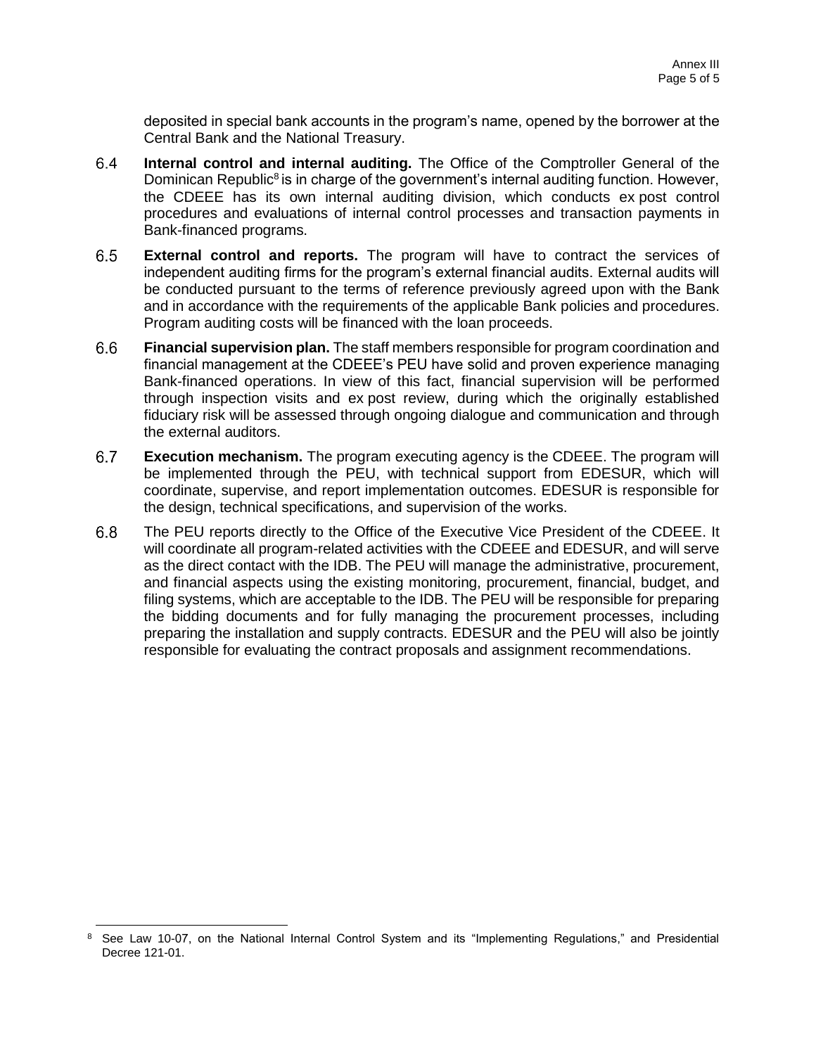deposited in special bank accounts in the program's name, opened by the borrower at the Central Bank and the National Treasury.

6.4 **Internal control and internal auditing.** The Office of the Comptroller General of the Dominican Republic[8] is in charge of the government's internal auditing function. However, the CDEEE has its own internal auditing division, which conducts ex post control procedures and evaluations of internal control processes and transaction payments in Bank-financed programs.

6.5 **External control and reports.** The program will have to contract the services of independent auditing firms for the program's external financial audits. External audits will be conducted pursuant to the terms of reference previously agreed upon with the Bank and in accordance with the requirements of the applicable Bank policies and procedures. Program auditing costs will be financed with the loan proceeds.

6.6 **Financial supervision plan.** The staff members responsible for program coordination and financial management at the CDEEE's PEU have solid and proven experience managing Bank-financed operations. In view of this fact, financial supervision will be performed through inspection visits and ex post review, during which the originally established fiduciary risk will be assessed through ongoing dialogue and communication and through the external auditors.

6.7 **Execution mechanism.** The program executing agency is the CDEEE. The program will be implemented through the PEU, with technical support from EDESUR, which will coordinate, supervise, and report implementation outcomes. EDESUR is responsible for the design, technical specifications, and supervision of the works.

6.8 The PEU reports directly to the Office of the Executive Vice President of the CDEEE. It will coordinate all program-related activities with the CDEEE and EDESUR, and will serve as the direct contact with the IDB. The PEU will manage the administrative, procurement, and financial aspects using the existing monitoring, procurement, financial, budget, and filing systems, which are acceptable to the IDB. The PEU will be responsible for preparing the bidding documents and for fully managing the procurement processes, including preparing the installation and supply contracts. EDESUR and the PEU will also be jointly responsible for evaluating the contract proposals and assignment recommendations.

[8] See Law 10-07, on the National Internal Control System and its "Implementing Regulations," and Presidential Decree 121-01.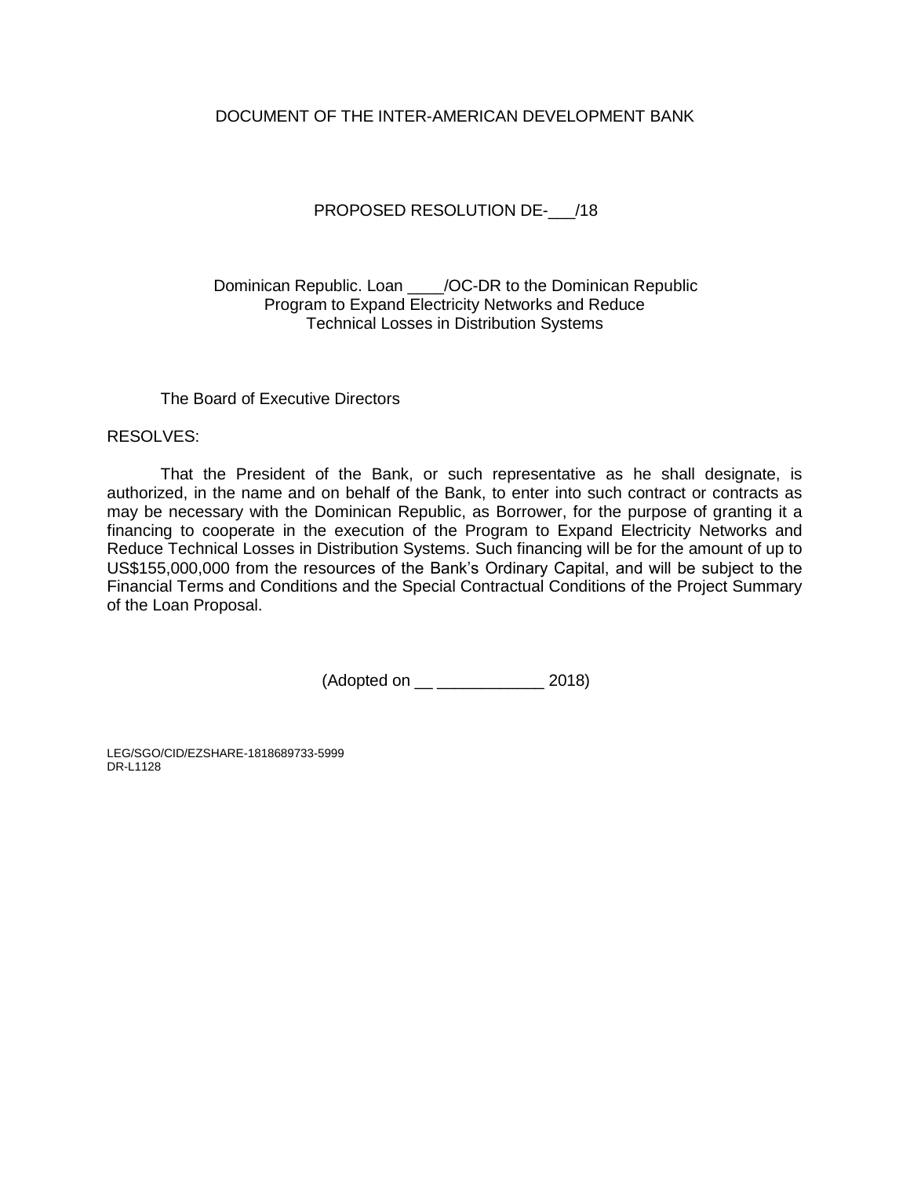DOCUMENT OF THE INTER-AMERICAN DEVELOPMENT BANK

PROPOSED RESOLUTION DE-___/18

Dominican Republic. Loan ____/OC-DR to the Dominican Republic
Program to Expand Electricity Networks and Reduce
Technical Losses in Distribution Systems

The Board of Executive Directors

RESOLVES:

That the President of the Bank, or such representative as he shall designate, is authorized, in the name and on behalf of the Bank, to enter into such contract or contracts as may be necessary with the Dominican Republic, as Borrower, for the purpose of granting it a financing to cooperate in the execution of the Program to Expand Electricity Networks and Reduce Technical Losses in Distribution Systems. Such financing will be for the amount of up to US$155,000,000 from the resources of the Bank's Ordinary Capital, and will be subject to the Financial Terms and Conditions and the Special Contractual Conditions of the Project Summary of the Loan Proposal.

(Adopted on __ ____________ 2018)

LEG/SGO/CID/EZSHARE-1818689733-5999
DR-L1128